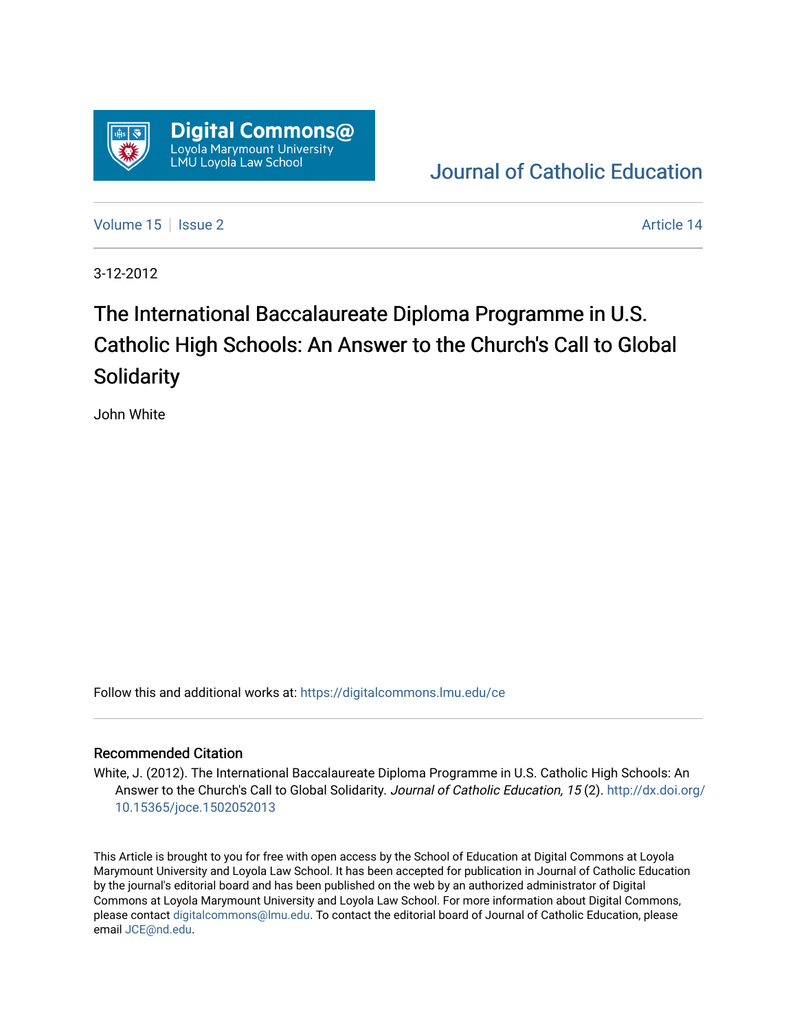Digital Commons@
Loyola Marymount University
LMU Loyola Law School

Journal of Catholic Education

Volume 15 | Issue 2 — Article 14

3-12-2012

# The International Baccalaureate Diploma Programme in U.S. Catholic High Schools: An Answer to the Church's Call to Global Solidarity

John White

Follow this and additional works at: https://digitalcommons.lmu.edu/ce

### Recommended Citation

White, J. (2012). The International Baccalaureate Diploma Programme in U.S. Catholic High Schools: An Answer to the Church's Call to Global Solidarity. *Journal of Catholic Education, 15* (2). http://dx.doi.org/10.15365/joce.1502052013

This Article is brought to you for free with open access by the School of Education at Digital Commons at Loyola Marymount University and Loyola Law School. It has been accepted for publication in Journal of Catholic Education by the journal's editorial board and has been published on the web by an authorized administrator of Digital Commons at Loyola Marymount University and Loyola Law School. For more information about Digital Commons, please contact digitalcommons@lmu.edu. To contact the editorial board of Journal of Catholic Education, please email JCE@nd.edu.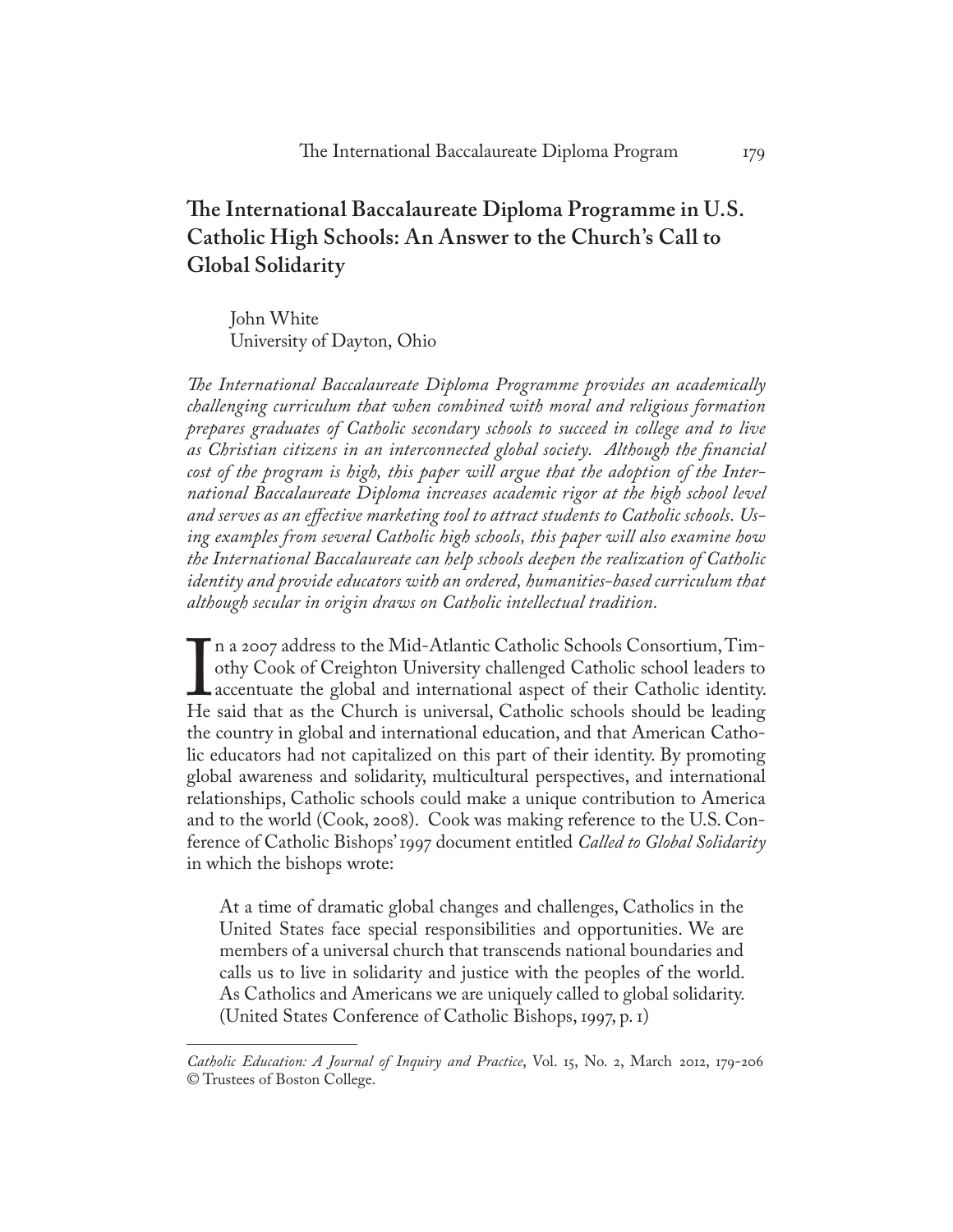# The International Baccalaureate Diploma Programme in U.S. Catholic High Schools: An Answer to the Church's Call to Global Solidarity

John White
University of Dayton, Ohio

*The International Baccalaureate Diploma Programme provides an academically challenging curriculum that when combined with moral and religious formation prepares graduates of Catholic secondary schools to succeed in college and to live as Christian citizens in an interconnected global society. Although the financial cost of the program is high, this paper will argue that the adoption of the International Baccalaureate Diploma increases academic rigor at the high school level and serves as an effective marketing tool to attract students to Catholic schools. Using examples from several Catholic high schools, this paper will also examine how the International Baccalaureate can help schools deepen the realization of Catholic identity and provide educators with an ordered, humanities-based curriculum that although secular in origin draws on Catholic intellectual tradition.*

In a 2007 address to the Mid-Atlantic Catholic Schools Consortium, Timothy Cook of Creighton University challenged Catholic school leaders to accentuate the global and international aspect of their Catholic identity. He said that as the Church is universal, Catholic schools should be leading the country in global and international education, and that American Catholic educators had not capitalized on this part of their identity. By promoting global awareness and solidarity, multicultural perspectives, and international relationships, Catholic schools could make a unique contribution to America and to the world (Cook, 2008). Cook was making reference to the U.S. Conference of Catholic Bishops' 1997 document entitled *Called to Global Solidarity* in which the bishops wrote:

> At a time of dramatic global changes and challenges, Catholics in the United States face special responsibilities and opportunities. We are members of a universal church that transcends national boundaries and calls us to live in solidarity and justice with the peoples of the world. As Catholics and Americans we are uniquely called to global solidarity. (United States Conference of Catholic Bishops, 1997, p. 1)

---

*Catholic Education: A Journal of Inquiry and Practice*, Vol. 15, No. 2, March 2012, 179-206
© Trustees of Boston College.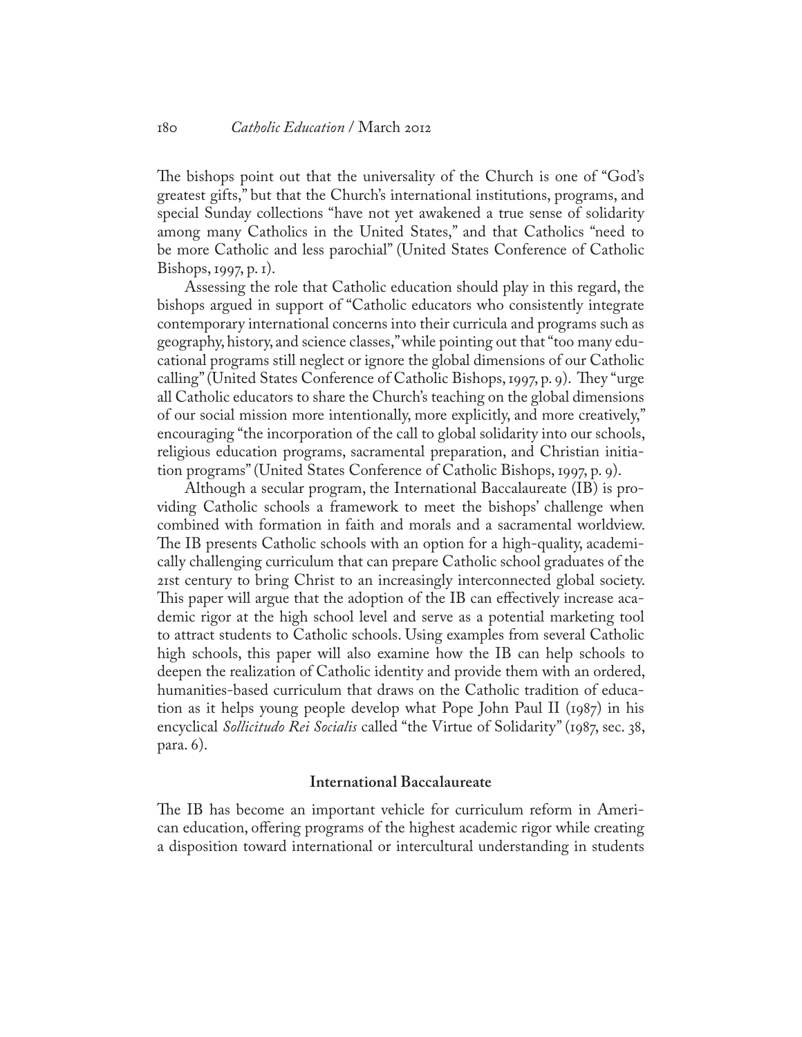The bishops point out that the universality of the Church is one of "God's greatest gifts," but that the Church's international institutions, programs, and special Sunday collections "have not yet awakened a true sense of solidarity among many Catholics in the United States," and that Catholics "need to be more Catholic and less parochial" (United States Conference of Catholic Bishops, 1997, p. 1).

Assessing the role that Catholic education should play in this regard, the bishops argued in support of "Catholic educators who consistently integrate contemporary international concerns into their curricula and programs such as geography, history, and science classes," while pointing out that "too many educational programs still neglect or ignore the global dimensions of our Catholic calling" (United States Conference of Catholic Bishops, 1997, p. 9). They "urge all Catholic educators to share the Church's teaching on the global dimensions of our social mission more intentionally, more explicitly, and more creatively," encouraging "the incorporation of the call to global solidarity into our schools, religious education programs, sacramental preparation, and Christian initiation programs" (United States Conference of Catholic Bishops, 1997, p. 9).

Although a secular program, the International Baccalaureate (IB) is providing Catholic schools a framework to meet the bishops' challenge when combined with formation in faith and morals and a sacramental worldview. The IB presents Catholic schools with an option for a high-quality, academically challenging curriculum that can prepare Catholic school graduates of the 21st century to bring Christ to an increasingly interconnected global society. This paper will argue that the adoption of the IB can effectively increase academic rigor at the high school level and serve as a potential marketing tool to attract students to Catholic schools. Using examples from several Catholic high schools, this paper will also examine how the IB can help schools to deepen the realization of Catholic identity and provide them with an ordered, humanities-based curriculum that draws on the Catholic tradition of education as it helps young people develop what Pope John Paul II (1987) in his encyclical *Sollicitudo Rei Socialis* called "the Virtue of Solidarity" (1987, sec. 38, para. 6).

## International Baccalaureate

The IB has become an important vehicle for curriculum reform in American education, offering programs of the highest academic rigor while creating a disposition toward international or intercultural understanding in students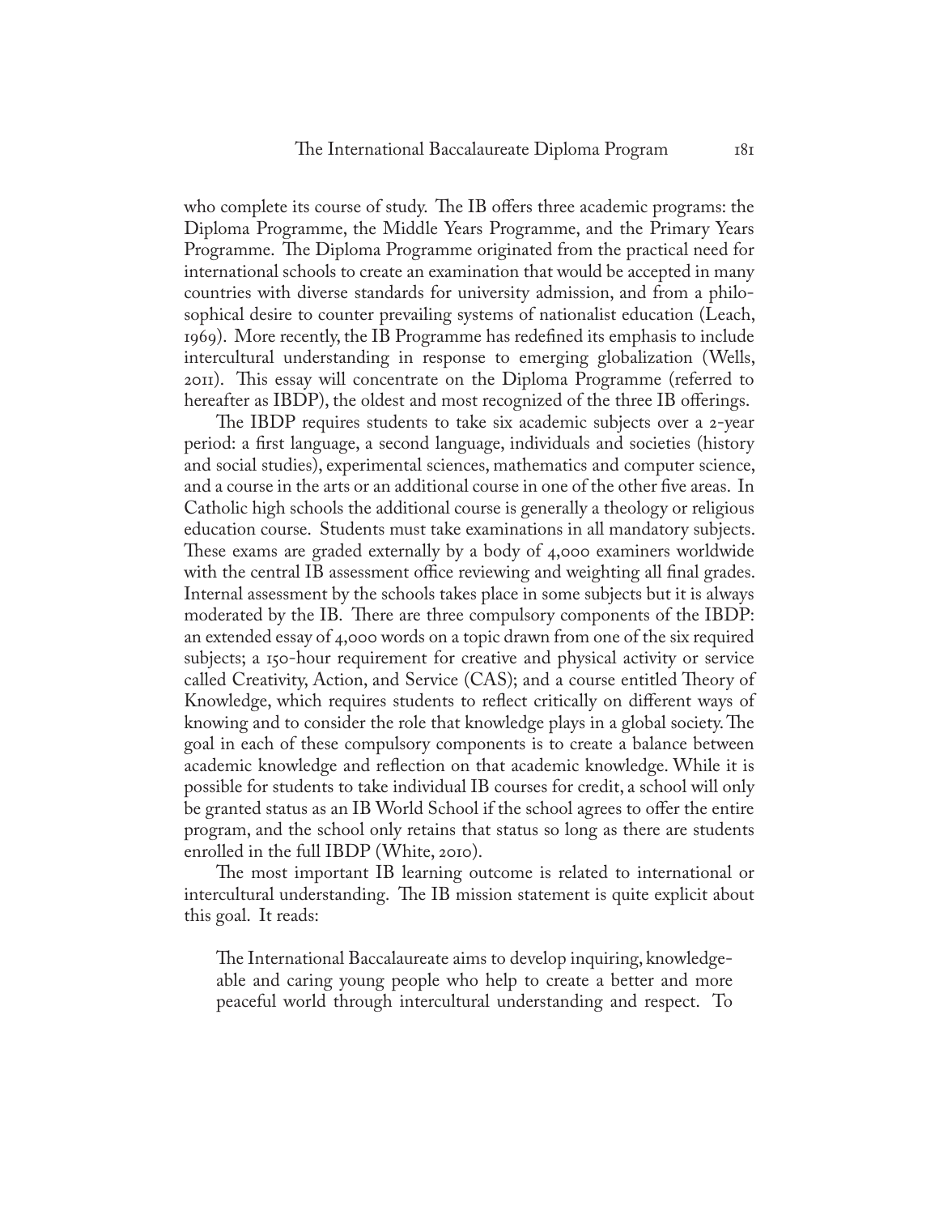who complete its course of study. The IB offers three academic programs: the Diploma Programme, the Middle Years Programme, and the Primary Years Programme. The Diploma Programme originated from the practical need for international schools to create an examination that would be accepted in many countries with diverse standards for university admission, and from a philosophical desire to counter prevailing systems of nationalist education (Leach, 1969). More recently, the IB Programme has redefined its emphasis to include intercultural understanding in response to emerging globalization (Wells, 2011). This essay will concentrate on the Diploma Programme (referred to hereafter as IBDP), the oldest and most recognized of the three IB offerings.

The IBDP requires students to take six academic subjects over a 2-year period: a first language, a second language, individuals and societies (history and social studies), experimental sciences, mathematics and computer science, and a course in the arts or an additional course in one of the other five areas. In Catholic high schools the additional course is generally a theology or religious education course. Students must take examinations in all mandatory subjects. These exams are graded externally by a body of 4,000 examiners worldwide with the central IB assessment office reviewing and weighting all final grades. Internal assessment by the schools takes place in some subjects but it is always moderated by the IB. There are three compulsory components of the IBDP: an extended essay of 4,000 words on a topic drawn from one of the six required subjects; a 150-hour requirement for creative and physical activity or service called Creativity, Action, and Service (CAS); and a course entitled Theory of Knowledge, which requires students to reflect critically on different ways of knowing and to consider the role that knowledge plays in a global society. The goal in each of these compulsory components is to create a balance between academic knowledge and reflection on that academic knowledge. While it is possible for students to take individual IB courses for credit, a school will only be granted status as an IB World School if the school agrees to offer the entire program, and the school only retains that status so long as there are students enrolled in the full IBDP (White, 2010).

The most important IB learning outcome is related to international or intercultural understanding. The IB mission statement is quite explicit about this goal. It reads:

> The International Baccalaureate aims to develop inquiring, knowledgeable and caring young people who help to create a better and more peaceful world through intercultural understanding and respect. To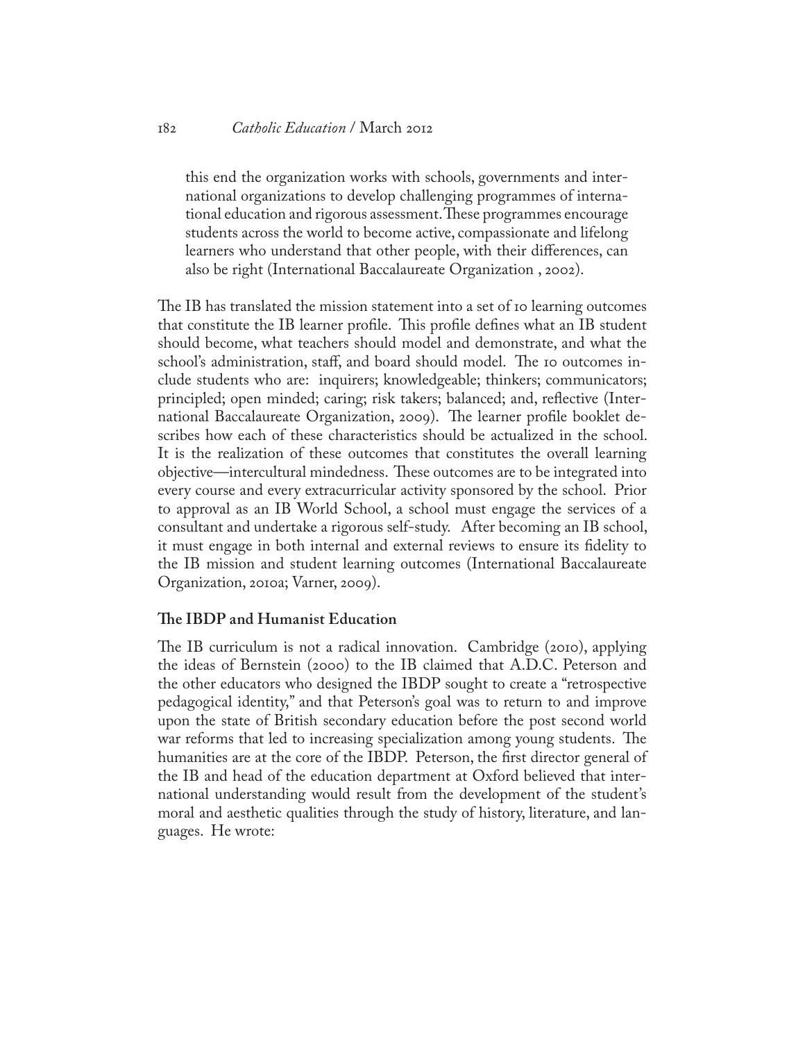> this end the organization works with schools, governments and international organizations to develop challenging programmes of international education and rigorous assessment. These programmes encourage students across the world to become active, compassionate and lifelong learners who understand that other people, with their differences, can also be right (International Baccalaureate Organization , 2002).

The IB has translated the mission statement into a set of 10 learning outcomes that constitute the IB learner profile. This profile defines what an IB student should become, what teachers should model and demonstrate, and what the school's administration, staff, and board should model. The 10 outcomes include students who are: inquirers; knowledgeable; thinkers; communicators; principled; open minded; caring; risk takers; balanced; and, reflective (International Baccalaureate Organization, 2009). The learner profile booklet describes how each of these characteristics should be actualized in the school. It is the realization of these outcomes that constitutes the overall learning objective—intercultural mindedness. These outcomes are to be integrated into every course and every extracurricular activity sponsored by the school. Prior to approval as an IB World School, a school must engage the services of a consultant and undertake a rigorous self-study. After becoming an IB school, it must engage in both internal and external reviews to ensure its fidelity to the IB mission and student learning outcomes (International Baccalaureate Organization, 2010a; Varner, 2009).

### The IBDP and Humanist Education

The IB curriculum is not a radical innovation. Cambridge (2010), applying the ideas of Bernstein (2000) to the IB claimed that A.D.C. Peterson and the other educators who designed the IBDP sought to create a "retrospective pedagogical identity," and that Peterson's goal was to return to and improve upon the state of British secondary education before the post second world war reforms that led to increasing specialization among young students. The humanities are at the core of the IBDP. Peterson, the first director general of the IB and head of the education department at Oxford believed that international understanding would result from the development of the student's moral and aesthetic qualities through the study of history, literature, and languages. He wrote: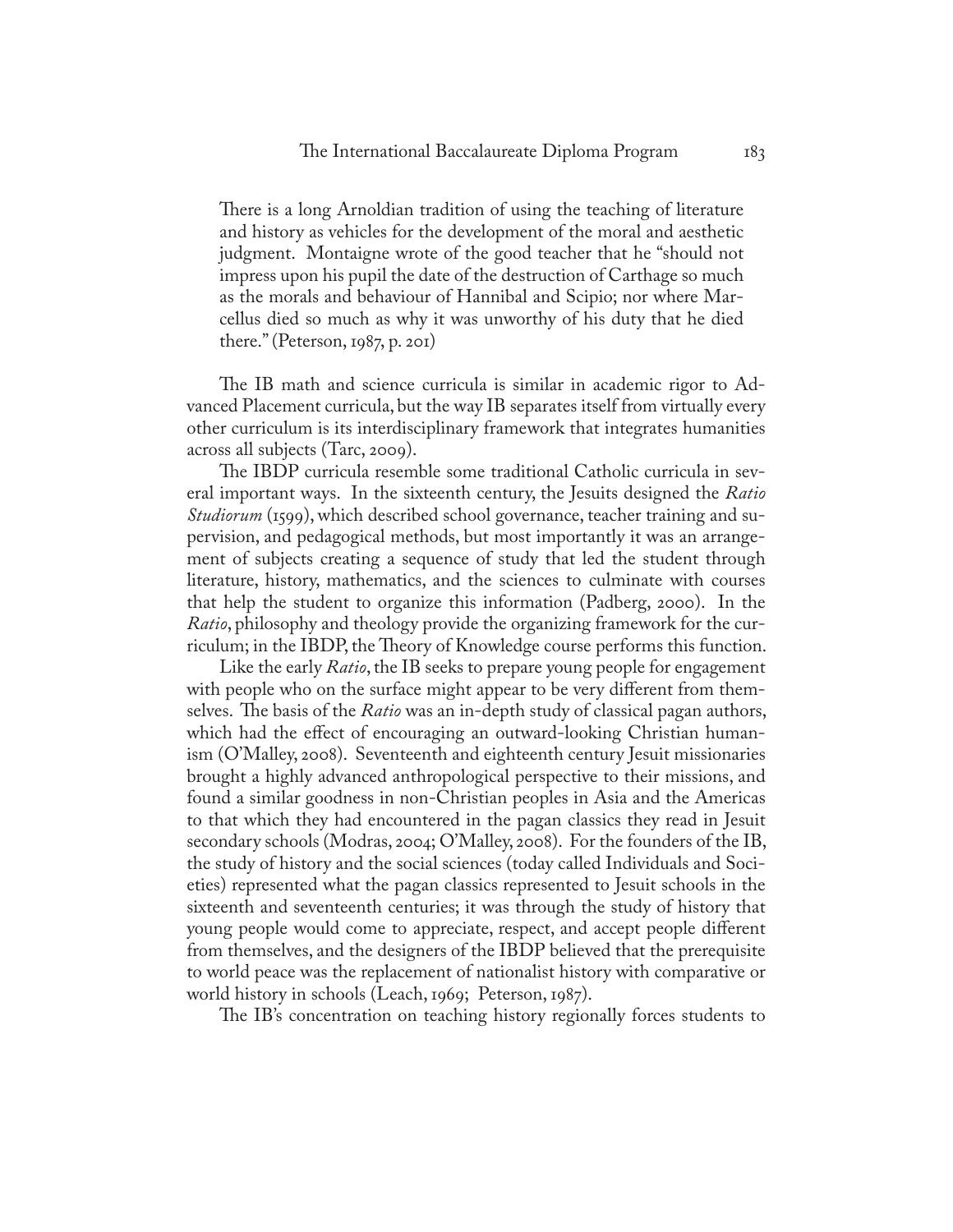> There is a long Arnoldian tradition of using the teaching of literature and history as vehicles for the development of the moral and aesthetic judgment. Montaigne wrote of the good teacher that he "should not impress upon his pupil the date of the destruction of Carthage so much as the morals and behaviour of Hannibal and Scipio; nor where Marcellus died so much as why it was unworthy of his duty that he died there." (Peterson, 1987, p. 201)

The IB math and science curricula is similar in academic rigor to Advanced Placement curricula, but the way IB separates itself from virtually every other curriculum is its interdisciplinary framework that integrates humanities across all subjects (Tarc, 2009).

The IBDP curricula resemble some traditional Catholic curricula in several important ways. In the sixteenth century, the Jesuits designed the *Ratio Studiorum* (1599), which described school governance, teacher training and supervision, and pedagogical methods, but most importantly it was an arrangement of subjects creating a sequence of study that led the student through literature, history, mathematics, and the sciences to culminate with courses that help the student to organize this information (Padberg, 2000). In the *Ratio*, philosophy and theology provide the organizing framework for the curriculum; in the IBDP, the Theory of Knowledge course performs this function.

Like the early *Ratio*, the IB seeks to prepare young people for engagement with people who on the surface might appear to be very different from themselves. The basis of the *Ratio* was an in-depth study of classical pagan authors, which had the effect of encouraging an outward-looking Christian humanism (O'Malley, 2008). Seventeenth and eighteenth century Jesuit missionaries brought a highly advanced anthropological perspective to their missions, and found a similar goodness in non-Christian peoples in Asia and the Americas to that which they had encountered in the pagan classics they read in Jesuit secondary schools (Modras, 2004; O'Malley, 2008). For the founders of the IB, the study of history and the social sciences (today called Individuals and Societies) represented what the pagan classics represented to Jesuit schools in the sixteenth and seventeenth centuries; it was through the study of history that young people would come to appreciate, respect, and accept people different from themselves, and the designers of the IBDP believed that the prerequisite to world peace was the replacement of nationalist history with comparative or world history in schools (Leach, 1969; Peterson, 1987).

The IB's concentration on teaching history regionally forces students to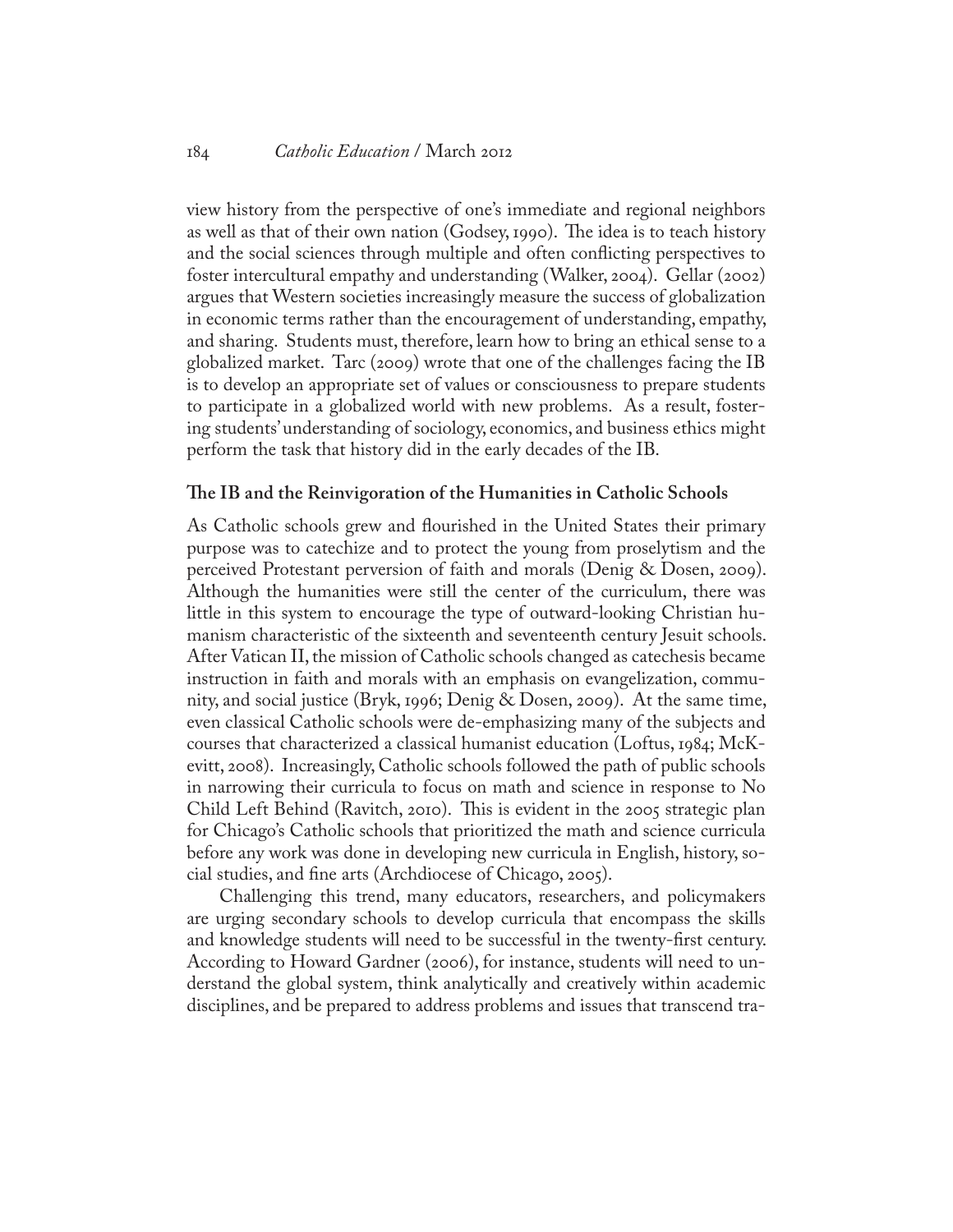view history from the perspective of one's immediate and regional neighbors as well as that of their own nation (Godsey, 1990). The idea is to teach history and the social sciences through multiple and often conflicting perspectives to foster intercultural empathy and understanding (Walker, 2004). Gellar (2002) argues that Western societies increasingly measure the success of globalization in economic terms rather than the encouragement of understanding, empathy, and sharing. Students must, therefore, learn how to bring an ethical sense to a globalized market. Tarc (2009) wrote that one of the challenges facing the IB is to develop an appropriate set of values or consciousness to prepare students to participate in a globalized world with new problems. As a result, fostering students' understanding of sociology, economics, and business ethics might perform the task that history did in the early decades of the IB.

### The IB and the Reinvigoration of the Humanities in Catholic Schools

As Catholic schools grew and flourished in the United States their primary purpose was to catechize and to protect the young from proselytism and the perceived Protestant perversion of faith and morals (Denig & Dosen, 2009). Although the humanities were still the center of the curriculum, there was little in this system to encourage the type of outward-looking Christian humanism characteristic of the sixteenth and seventeenth century Jesuit schools. After Vatican II, the mission of Catholic schools changed as catechesis became instruction in faith and morals with an emphasis on evangelization, community, and social justice (Bryk, 1996; Denig & Dosen, 2009). At the same time, even classical Catholic schools were de-emphasizing many of the subjects and courses that characterized a classical humanist education (Loftus, 1984; McKevitt, 2008). Increasingly, Catholic schools followed the path of public schools in narrowing their curricula to focus on math and science in response to No Child Left Behind (Ravitch, 2010). This is evident in the 2005 strategic plan for Chicago's Catholic schools that prioritized the math and science curricula before any work was done in developing new curricula in English, history, social studies, and fine arts (Archdiocese of Chicago, 2005).

Challenging this trend, many educators, researchers, and policymakers are urging secondary schools to develop curricula that encompass the skills and knowledge students will need to be successful in the twenty-first century. According to Howard Gardner (2006), for instance, students will need to understand the global system, think analytically and creatively within academic disciplines, and be prepared to address problems and issues that transcend tra-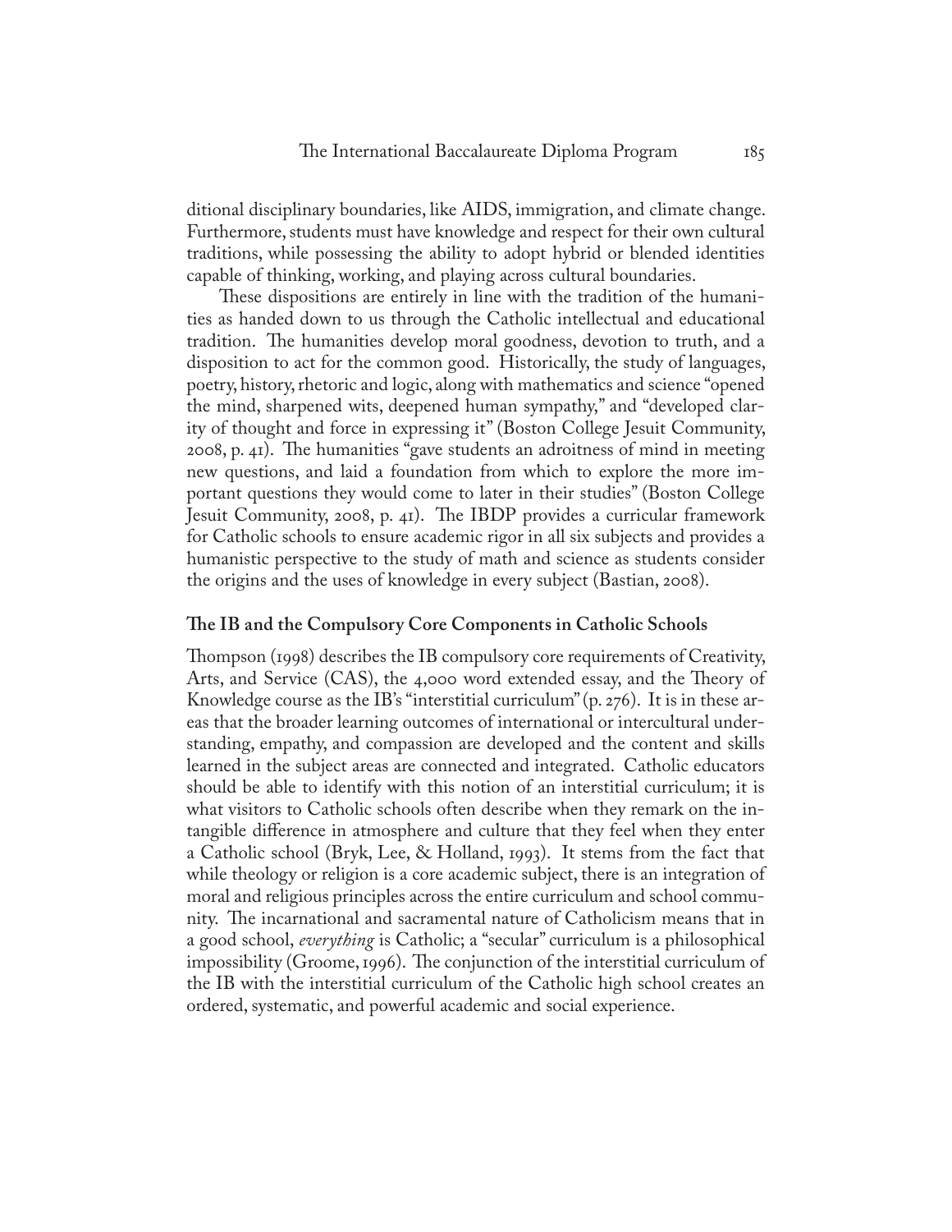ditional disciplinary boundaries, like AIDS, immigration, and climate change. Furthermore, students must have knowledge and respect for their own cultural traditions, while possessing the ability to adopt hybrid or blended identities capable of thinking, working, and playing across cultural boundaries.

These dispositions are entirely in line with the tradition of the humanities as handed down to us through the Catholic intellectual and educational tradition. The humanities develop moral goodness, devotion to truth, and a disposition to act for the common good. Historically, the study of languages, poetry, history, rhetoric and logic, along with mathematics and science "opened the mind, sharpened wits, deepened human sympathy," and "developed clarity of thought and force in expressing it" (Boston College Jesuit Community, 2008, p. 41). The humanities "gave students an adroitness of mind in meeting new questions, and laid a foundation from which to explore the more important questions they would come to later in their studies" (Boston College Jesuit Community, 2008, p. 41). The IBDP provides a curricular framework for Catholic schools to ensure academic rigor in all six subjects and provides a humanistic perspective to the study of math and science as students consider the origins and the uses of knowledge in every subject (Bastian, 2008).

## The IB and the Compulsory Core Components in Catholic Schools

Thompson (1998) describes the IB compulsory core requirements of Creativity, Arts, and Service (CAS), the 4,000 word extended essay, and the Theory of Knowledge course as the IB's "interstitial curriculum" (p. 276). It is in these areas that the broader learning outcomes of international or intercultural understanding, empathy, and compassion are developed and the content and skills learned in the subject areas are connected and integrated. Catholic educators should be able to identify with this notion of an interstitial curriculum; it is what visitors to Catholic schools often describe when they remark on the intangible difference in atmosphere and culture that they feel when they enter a Catholic school (Bryk, Lee, & Holland, 1993). It stems from the fact that while theology or religion is a core academic subject, there is an integration of moral and religious principles across the entire curriculum and school community. The incarnational and sacramental nature of Catholicism means that in a good school, *everything* is Catholic; a "secular" curriculum is a philosophical impossibility (Groome, 1996). The conjunction of the interstitial curriculum of the IB with the interstitial curriculum of the Catholic high school creates an ordered, systematic, and powerful academic and social experience.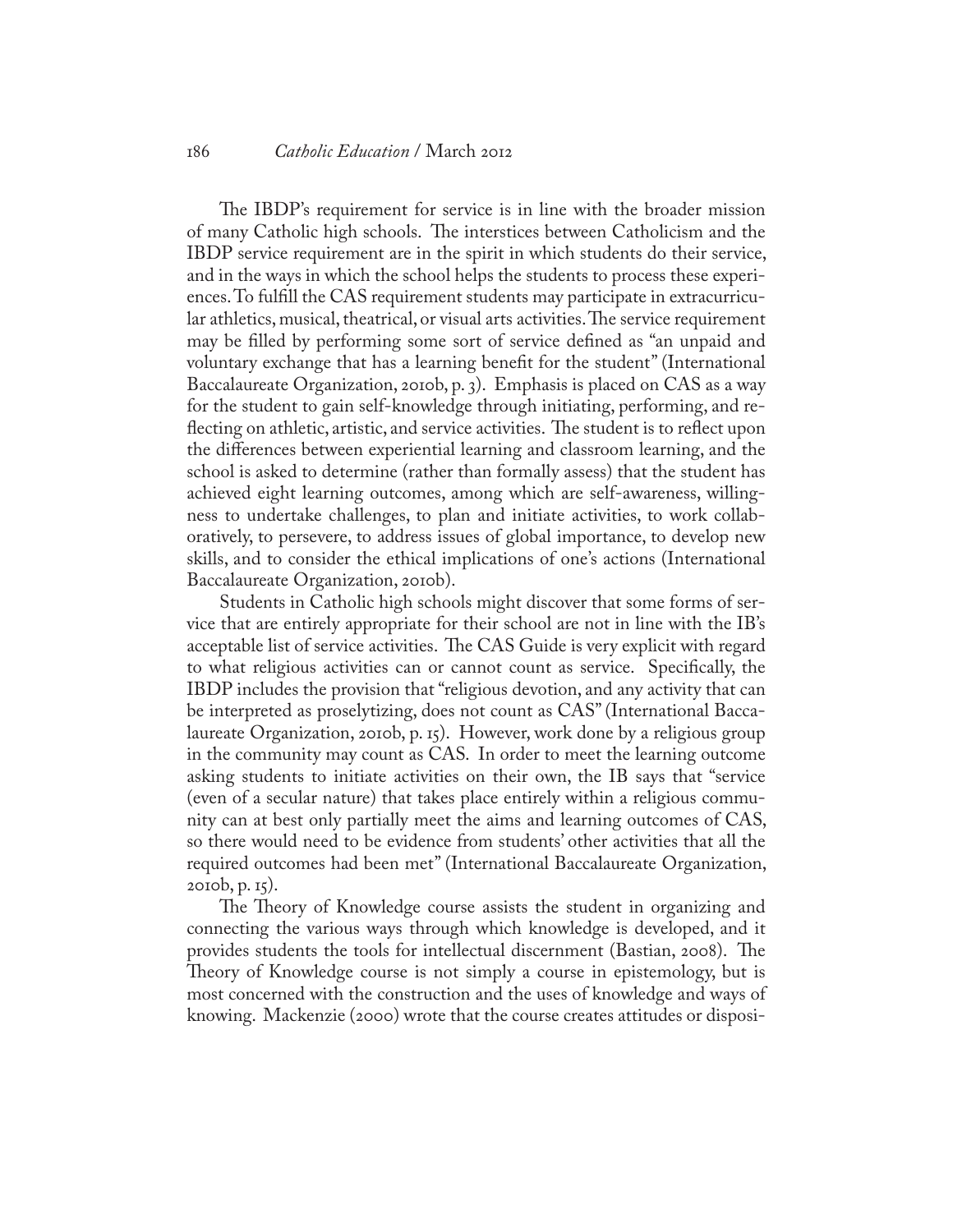The IBDP's requirement for service is in line with the broader mission of many Catholic high schools. The interstices between Catholicism and the IBDP service requirement are in the spirit in which students do their service, and in the ways in which the school helps the students to process these experiences. To fulfill the CAS requirement students may participate in extracurricular athletics, musical, theatrical, or visual arts activities. The service requirement may be filled by performing some sort of service defined as "an unpaid and voluntary exchange that has a learning benefit for the student" (International Baccalaureate Organization, 2010b, p. 3). Emphasis is placed on CAS as a way for the student to gain self-knowledge through initiating, performing, and reflecting on athletic, artistic, and service activities. The student is to reflect upon the differences between experiential learning and classroom learning, and the school is asked to determine (rather than formally assess) that the student has achieved eight learning outcomes, among which are self-awareness, willingness to undertake challenges, to plan and initiate activities, to work collaboratively, to persevere, to address issues of global importance, to develop new skills, and to consider the ethical implications of one's actions (International Baccalaureate Organization, 2010b).

Students in Catholic high schools might discover that some forms of service that are entirely appropriate for their school are not in line with the IB's acceptable list of service activities. The CAS Guide is very explicit with regard to what religious activities can or cannot count as service. Specifically, the IBDP includes the provision that "religious devotion, and any activity that can be interpreted as proselytizing, does not count as CAS" (International Baccalaureate Organization, 2010b, p. 15). However, work done by a religious group in the community may count as CAS. In order to meet the learning outcome asking students to initiate activities on their own, the IB says that "service (even of a secular nature) that takes place entirely within a religious community can at best only partially meet the aims and learning outcomes of CAS, so there would need to be evidence from students' other activities that all the required outcomes had been met" (International Baccalaureate Organization, 2010b, p. 15).

The Theory of Knowledge course assists the student in organizing and connecting the various ways through which knowledge is developed, and it provides students the tools for intellectual discernment (Bastian, 2008). The Theory of Knowledge course is not simply a course in epistemology, but is most concerned with the construction and the uses of knowledge and ways of knowing. Mackenzie (2000) wrote that the course creates attitudes or disposi-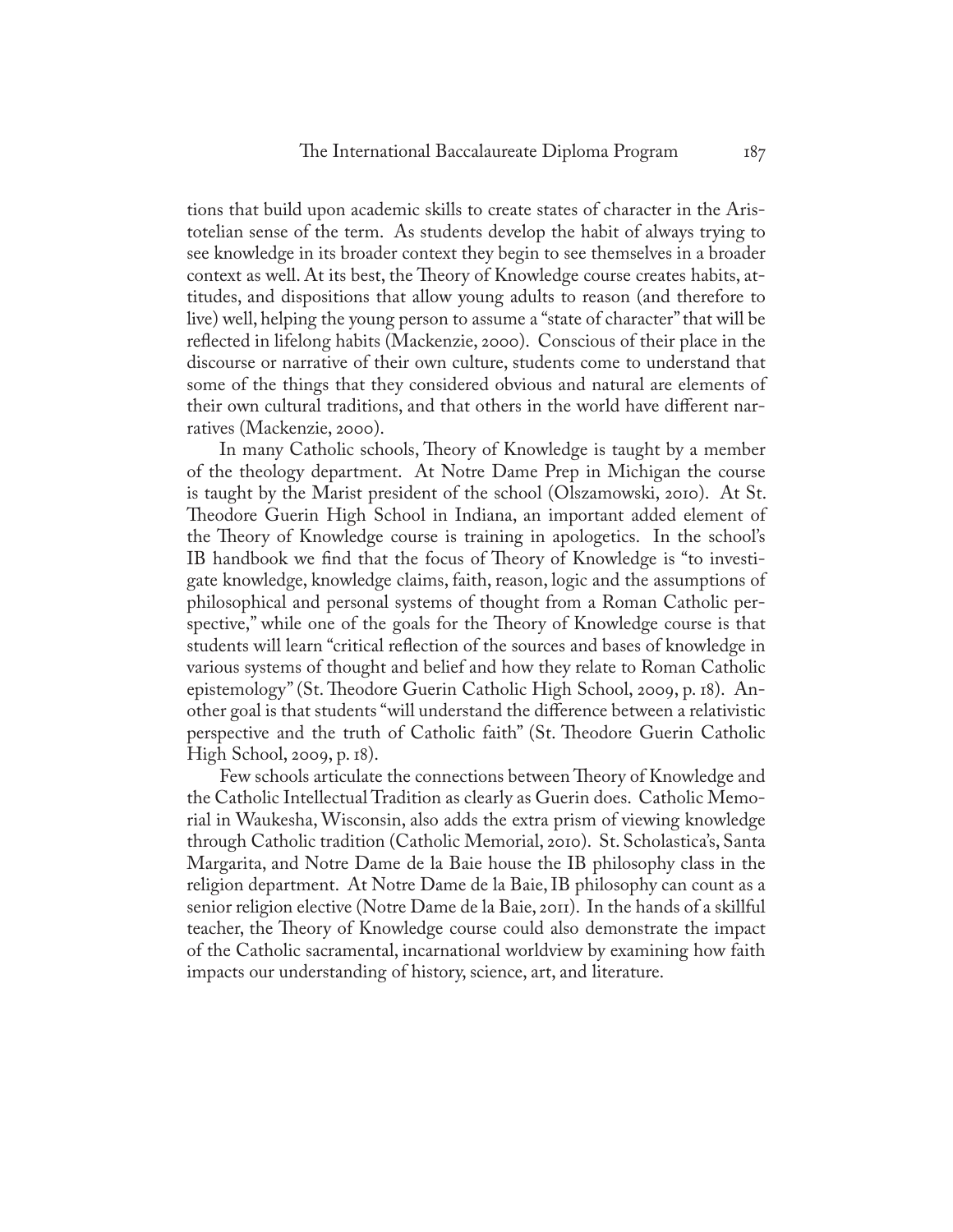tions that build upon academic skills to create states of character in the Aristotelian sense of the term. As students develop the habit of always trying to see knowledge in its broader context they begin to see themselves in a broader context as well. At its best, the Theory of Knowledge course creates habits, attitudes, and dispositions that allow young adults to reason (and therefore to live) well, helping the young person to assume a "state of character" that will be reflected in lifelong habits (Mackenzie, 2000). Conscious of their place in the discourse or narrative of their own culture, students come to understand that some of the things that they considered obvious and natural are elements of their own cultural traditions, and that others in the world have different narratives (Mackenzie, 2000).

In many Catholic schools, Theory of Knowledge is taught by a member of the theology department. At Notre Dame Prep in Michigan the course is taught by the Marist president of the school (Olszamowski, 2010). At St. Theodore Guerin High School in Indiana, an important added element of the Theory of Knowledge course is training in apologetics. In the school's IB handbook we find that the focus of Theory of Knowledge is "to investigate knowledge, knowledge claims, faith, reason, logic and the assumptions of philosophical and personal systems of thought from a Roman Catholic perspective," while one of the goals for the Theory of Knowledge course is that students will learn "critical reflection of the sources and bases of knowledge in various systems of thought and belief and how they relate to Roman Catholic epistemology" (St. Theodore Guerin Catholic High School, 2009, p. 18). Another goal is that students "will understand the difference between a relativistic perspective and the truth of Catholic faith" (St. Theodore Guerin Catholic High School, 2009, p. 18).

Few schools articulate the connections between Theory of Knowledge and the Catholic Intellectual Tradition as clearly as Guerin does. Catholic Memorial in Waukesha, Wisconsin, also adds the extra prism of viewing knowledge through Catholic tradition (Catholic Memorial, 2010). St. Scholastica's, Santa Margarita, and Notre Dame de la Baie house the IB philosophy class in the religion department. At Notre Dame de la Baie, IB philosophy can count as a senior religion elective (Notre Dame de la Baie, 2011). In the hands of a skillful teacher, the Theory of Knowledge course could also demonstrate the impact of the Catholic sacramental, incarnational worldview by examining how faith impacts our understanding of history, science, art, and literature.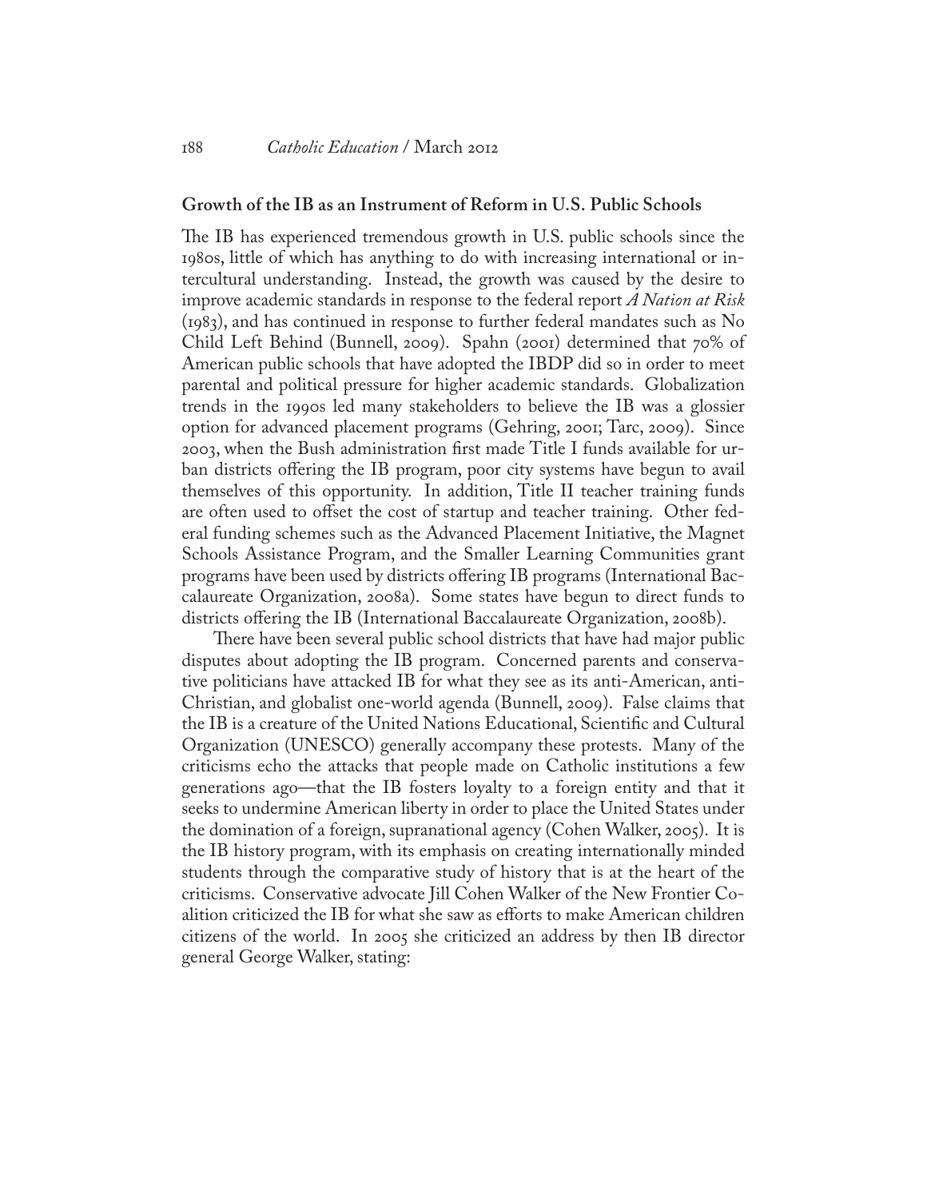## Growth of the IB as an Instrument of Reform in U.S. Public Schools

The IB has experienced tremendous growth in U.S. public schools since the 1980s, little of which has anything to do with increasing international or intercultural understanding. Instead, the growth was caused by the desire to improve academic standards in response to the federal report *A Nation at Risk* (1983), and has continued in response to further federal mandates such as No Child Left Behind (Bunnell, 2009). Spahn (2001) determined that 70% of American public schools that have adopted the IBDP did so in order to meet parental and political pressure for higher academic standards. Globalization trends in the 1990s led many stakeholders to believe the IB was a glossier option for advanced placement programs (Gehring, 2001; Tarc, 2009). Since 2003, when the Bush administration first made Title I funds available for urban districts offering the IB program, poor city systems have begun to avail themselves of this opportunity. In addition, Title II teacher training funds are often used to offset the cost of startup and teacher training. Other federal funding schemes such as the Advanced Placement Initiative, the Magnet Schools Assistance Program, and the Smaller Learning Communities grant programs have been used by districts offering IB programs (International Baccalaureate Organization, 2008a). Some states have begun to direct funds to districts offering the IB (International Baccalaureate Organization, 2008b).

There have been several public school districts that have had major public disputes about adopting the IB program. Concerned parents and conservative politicians have attacked IB for what they see as its anti-American, anti-Christian, and globalist one-world agenda (Bunnell, 2009). False claims that the IB is a creature of the United Nations Educational, Scientific and Cultural Organization (UNESCO) generally accompany these protests. Many of the criticisms echo the attacks that people made on Catholic institutions a few generations ago—that the IB fosters loyalty to a foreign entity and that it seeks to undermine American liberty in order to place the United States under the domination of a foreign, supranational agency (Cohen Walker, 2005). It is the IB history program, with its emphasis on creating internationally minded students through the comparative study of history that is at the heart of the criticisms. Conservative advocate Jill Cohen Walker of the New Frontier Coalition criticized the IB for what she saw as efforts to make American children citizens of the world. In 2005 she criticized an address by then IB director general George Walker, stating: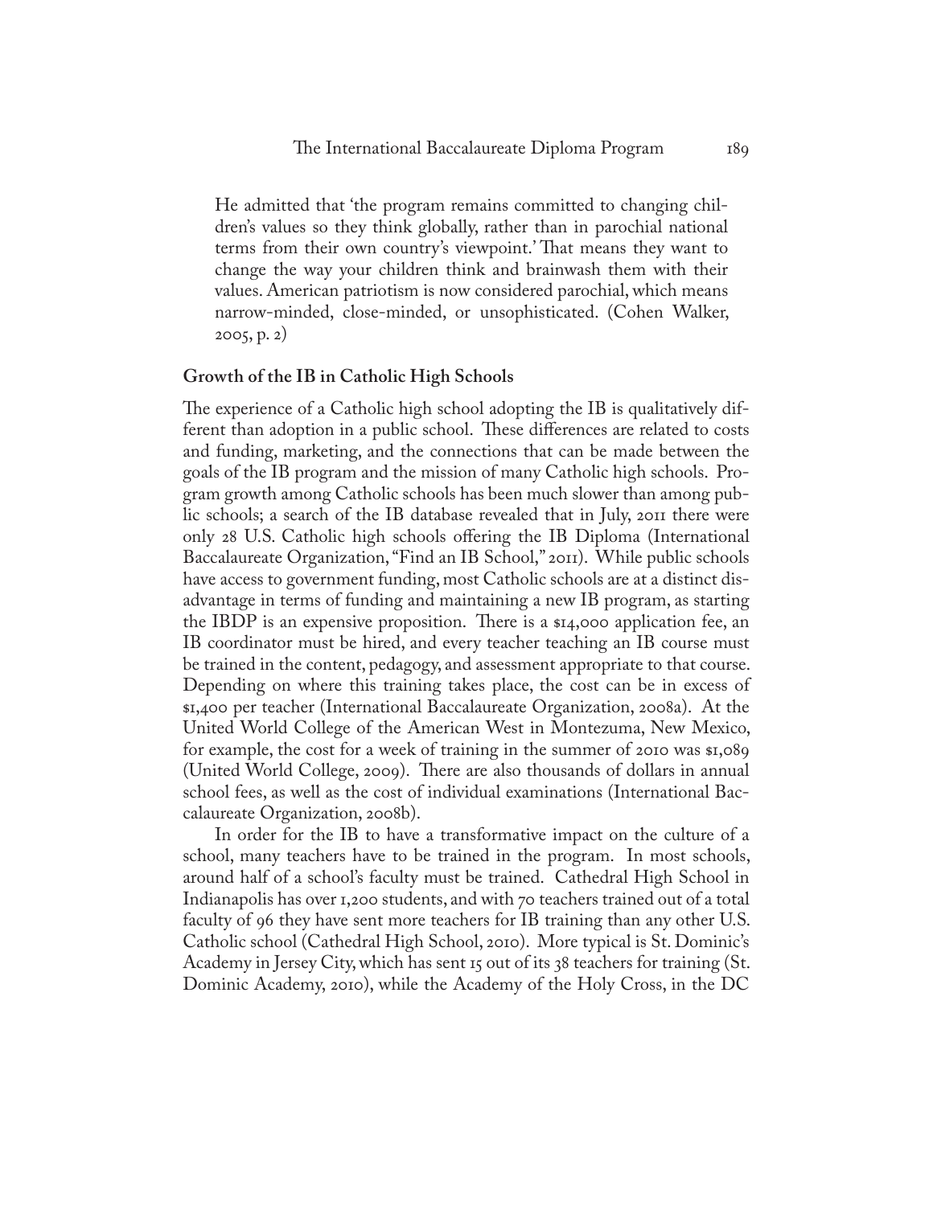> He admitted that 'the program remains committed to changing children's values so they think globally, rather than in parochial national terms from their own country's viewpoint.' That means they want to change the way your children think and brainwash them with their values. American patriotism is now considered parochial, which means narrow-minded, close-minded, or unsophisticated. (Cohen Walker, 2005, p. 2)

## Growth of the IB in Catholic High Schools

The experience of a Catholic high school adopting the IB is qualitatively different than adoption in a public school. These differences are related to costs and funding, marketing, and the connections that can be made between the goals of the IB program and the mission of many Catholic high schools. Program growth among Catholic schools has been much slower than among public schools; a search of the IB database revealed that in July, 2011 there were only 28 U.S. Catholic high schools offering the IB Diploma (International Baccalaureate Organization, "Find an IB School," 2011). While public schools have access to government funding, most Catholic schools are at a distinct disadvantage in terms of funding and maintaining a new IB program, as starting the IBDP is an expensive proposition. There is a $14,000 application fee, an IB coordinator must be hired, and every teacher teaching an IB course must be trained in the content, pedagogy, and assessment appropriate to that course. Depending on where this training takes place, the cost can be in excess of $1,400 per teacher (International Baccalaureate Organization, 2008a). At the United World College of the American West in Montezuma, New Mexico, for example, the cost for a week of training in the summer of 2010 was $1,089 (United World College, 2009). There are also thousands of dollars in annual school fees, as well as the cost of individual examinations (International Baccalaureate Organization, 2008b).

In order for the IB to have a transformative impact on the culture of a school, many teachers have to be trained in the program. In most schools, around half of a school's faculty must be trained. Cathedral High School in Indianapolis has over 1,200 students, and with 70 teachers trained out of a total faculty of 96 they have sent more teachers for IB training than any other U.S. Catholic school (Cathedral High School, 2010). More typical is St. Dominic's Academy in Jersey City, which has sent 15 out of its 38 teachers for training (St. Dominic Academy, 2010), while the Academy of the Holy Cross, in the DC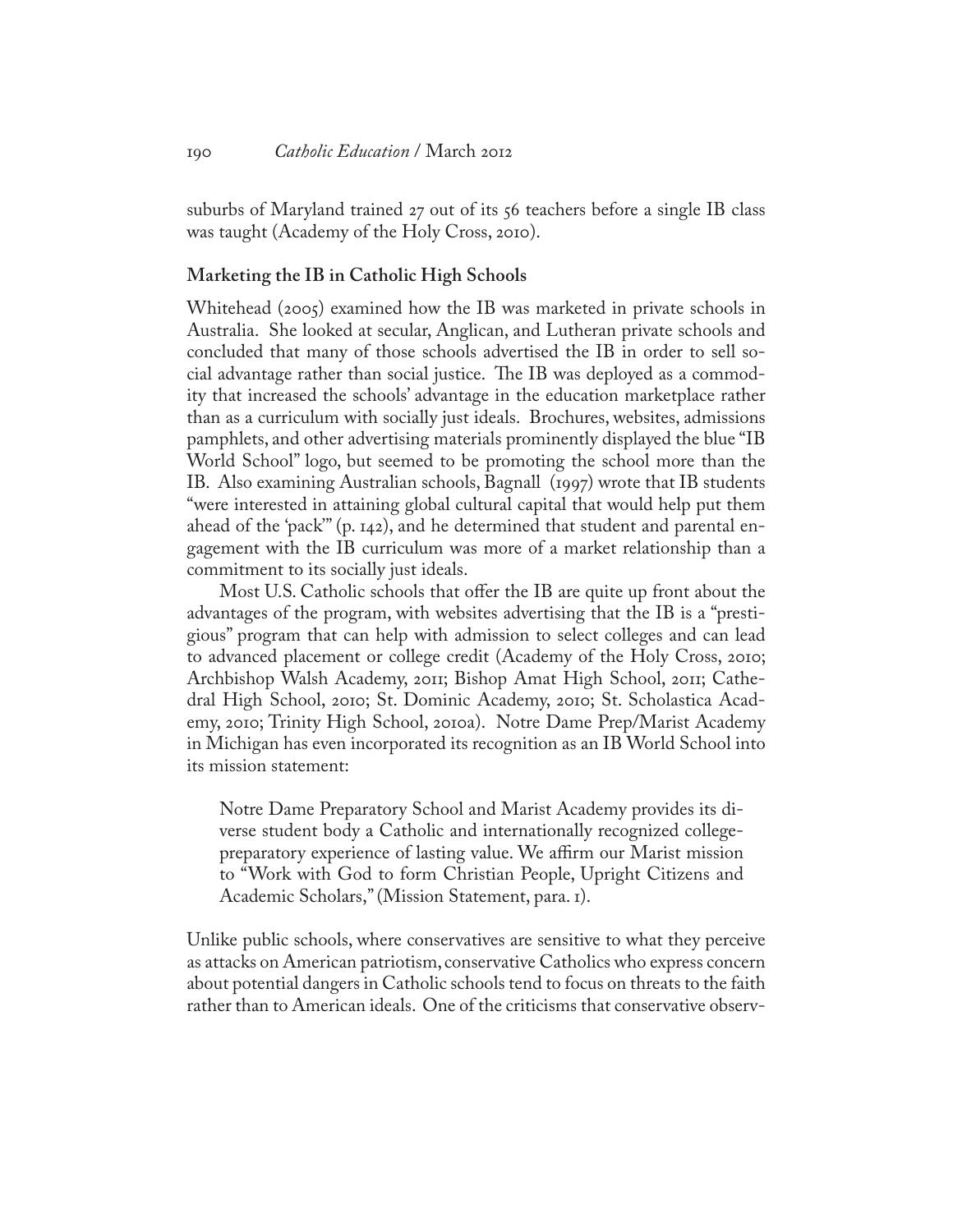suburbs of Maryland trained 27 out of its 56 teachers before a single IB class was taught (Academy of the Holy Cross, 2010).

### Marketing the IB in Catholic High Schools

Whitehead (2005) examined how the IB was marketed in private schools in Australia. She looked at secular, Anglican, and Lutheran private schools and concluded that many of those schools advertised the IB in order to sell social advantage rather than social justice. The IB was deployed as a commodity that increased the schools' advantage in the education marketplace rather than as a curriculum with socially just ideals. Brochures, websites, admissions pamphlets, and other advertising materials prominently displayed the blue "IB World School" logo, but seemed to be promoting the school more than the IB. Also examining Australian schools, Bagnall (1997) wrote that IB students "were interested in attaining global cultural capital that would help put them ahead of the 'pack'" (p. 142), and he determined that student and parental engagement with the IB curriculum was more of a market relationship than a commitment to its socially just ideals.

Most U.S. Catholic schools that offer the IB are quite up front about the advantages of the program, with websites advertising that the IB is a "prestigious" program that can help with admission to select colleges and can lead to advanced placement or college credit (Academy of the Holy Cross, 2010; Archbishop Walsh Academy, 2011; Bishop Amat High School, 2011; Cathedral High School, 2010; St. Dominic Academy, 2010; St. Scholastica Academy, 2010; Trinity High School, 2010a). Notre Dame Prep/Marist Academy in Michigan has even incorporated its recognition as an IB World School into its mission statement:

> Notre Dame Preparatory School and Marist Academy provides its diverse student body a Catholic and internationally recognized college-preparatory experience of lasting value. We affirm our Marist mission to "Work with God to form Christian People, Upright Citizens and Academic Scholars," (Mission Statement, para. 1).

Unlike public schools, where conservatives are sensitive to what they perceive as attacks on American patriotism, conservative Catholics who express concern about potential dangers in Catholic schools tend to focus on threats to the faith rather than to American ideals. One of the criticisms that conservative observ-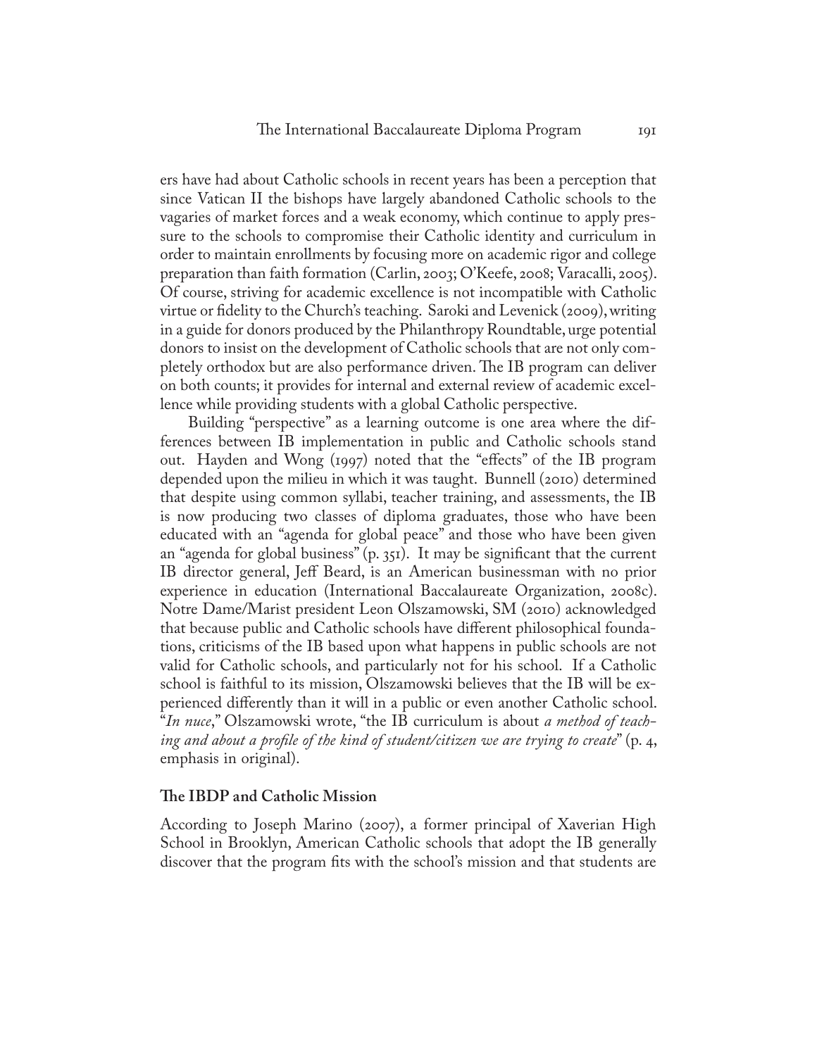ers have had about Catholic schools in recent years has been a perception that since Vatican II the bishops have largely abandoned Catholic schools to the vagaries of market forces and a weak economy, which continue to apply pressure to the schools to compromise their Catholic identity and curriculum in order to maintain enrollments by focusing more on academic rigor and college preparation than faith formation (Carlin, 2003; O'Keefe, 2008; Varacalli, 2005). Of course, striving for academic excellence is not incompatible with Catholic virtue or fidelity to the Church's teaching. Saroki and Levenick (2009), writing in a guide for donors produced by the Philanthropy Roundtable, urge potential donors to insist on the development of Catholic schools that are not only completely orthodox but are also performance driven. The IB program can deliver on both counts; it provides for internal and external review of academic excellence while providing students with a global Catholic perspective.

Building "perspective" as a learning outcome is one area where the differences between IB implementation in public and Catholic schools stand out. Hayden and Wong (1997) noted that the "effects" of the IB program depended upon the milieu in which it was taught. Bunnell (2010) determined that despite using common syllabi, teacher training, and assessments, the IB is now producing two classes of diploma graduates, those who have been educated with an "agenda for global peace" and those who have been given an "agenda for global business" (p. 351). It may be significant that the current IB director general, Jeff Beard, is an American businessman with no prior experience in education (International Baccalaureate Organization, 2008c). Notre Dame/Marist president Leon Olszamowski, SM (2010) acknowledged that because public and Catholic schools have different philosophical foundations, criticisms of the IB based upon what happens in public schools are not valid for Catholic schools, and particularly not for his school. If a Catholic school is faithful to its mission, Olszamowski believes that the IB will be experienced differently than it will in a public or even another Catholic school. "*In nuce*," Olszamowski wrote, "the IB curriculum is about *a method of teaching and about a profile of the kind of student/citizen we are trying to create*" (p. 4, emphasis in original).

## The IBDP and Catholic Mission

According to Joseph Marino (2007), a former principal of Xaverian High School in Brooklyn, American Catholic schools that adopt the IB generally discover that the program fits with the school's mission and that students are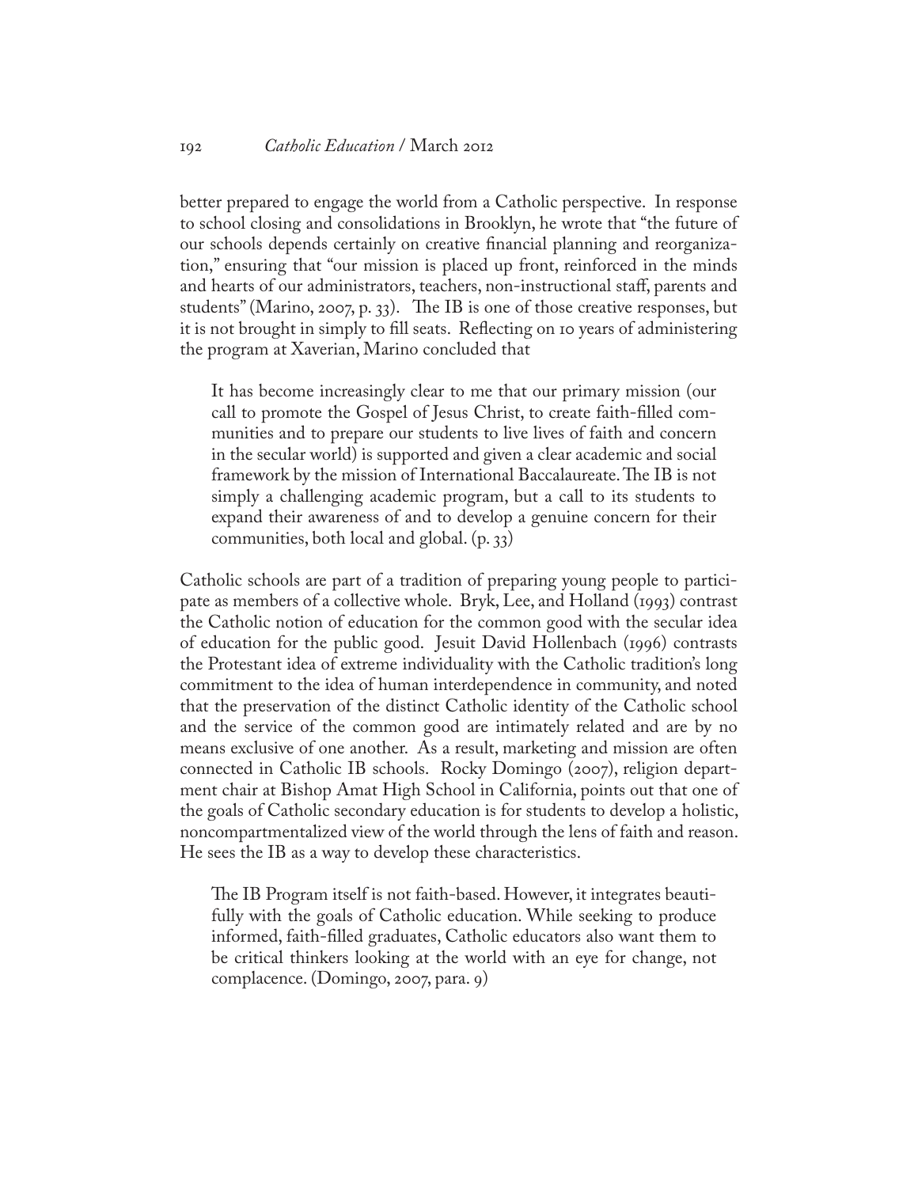better prepared to engage the world from a Catholic perspective. In response to school closing and consolidations in Brooklyn, he wrote that "the future of our schools depends certainly on creative financial planning and reorganization," ensuring that "our mission is placed up front, reinforced in the minds and hearts of our administrators, teachers, non-instructional staff, parents and students" (Marino, 2007, p. 33). The IB is one of those creative responses, but it is not brought in simply to fill seats. Reflecting on 10 years of administering the program at Xaverian, Marino concluded that

> It has become increasingly clear to me that our primary mission (our call to promote the Gospel of Jesus Christ, to create faith-filled communities and to prepare our students to live lives of faith and concern in the secular world) is supported and given a clear academic and social framework by the mission of International Baccalaureate. The IB is not simply a challenging academic program, but a call to its students to expand their awareness of and to develop a genuine concern for their communities, both local and global. (p. 33)

Catholic schools are part of a tradition of preparing young people to participate as members of a collective whole. Bryk, Lee, and Holland (1993) contrast the Catholic notion of education for the common good with the secular idea of education for the public good. Jesuit David Hollenbach (1996) contrasts the Protestant idea of extreme individuality with the Catholic tradition's long commitment to the idea of human interdependence in community, and noted that the preservation of the distinct Catholic identity of the Catholic school and the service of the common good are intimately related and are by no means exclusive of one another. As a result, marketing and mission are often connected in Catholic IB schools. Rocky Domingo (2007), religion department chair at Bishop Amat High School in California, points out that one of the goals of Catholic secondary education is for students to develop a holistic, noncompartmentalized view of the world through the lens of faith and reason. He sees the IB as a way to develop these characteristics.

> The IB Program itself is not faith-based. However, it integrates beautifully with the goals of Catholic education. While seeking to produce informed, faith-filled graduates, Catholic educators also want them to be critical thinkers looking at the world with an eye for change, not complacence. (Domingo, 2007, para. 9)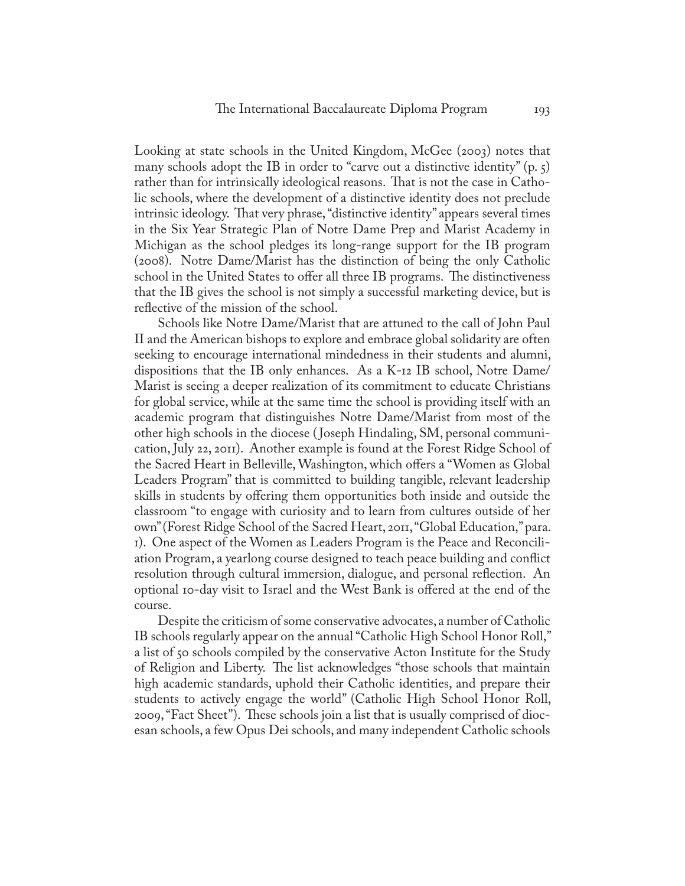Looking at state schools in the United Kingdom, McGee (2003) notes that many schools adopt the IB in order to "carve out a distinctive identity" (p. 5) rather than for intrinsically ideological reasons. That is not the case in Catholic schools, where the development of a distinctive identity does not preclude intrinsic ideology. That very phrase, "distinctive identity" appears several times in the Six Year Strategic Plan of Notre Dame Prep and Marist Academy in Michigan as the school pledges its long-range support for the IB program (2008). Notre Dame/Marist has the distinction of being the only Catholic school in the United States to offer all three IB programs. The distinctiveness that the IB gives the school is not simply a successful marketing device, but is reflective of the mission of the school.

Schools like Notre Dame/Marist that are attuned to the call of John Paul II and the American bishops to explore and embrace global solidarity are often seeking to encourage international mindedness in their students and alumni, dispositions that the IB only enhances. As a K-12 IB school, Notre Dame/Marist is seeing a deeper realization of its commitment to educate Christians for global service, while at the same time the school is providing itself with an academic program that distinguishes Notre Dame/Marist from most of the other high schools in the diocese (Joseph Hindaling, SM, personal communication, July 22, 2011). Another example is found at the Forest Ridge School of the Sacred Heart in Belleville, Washington, which offers a "Women as Global Leaders Program" that is committed to building tangible, relevant leadership skills in students by offering them opportunities both inside and outside the classroom "to engage with curiosity and to learn from cultures outside of her own" (Forest Ridge School of the Sacred Heart, 2011, "Global Education," para. 1). One aspect of the Women as Leaders Program is the Peace and Reconciliation Program, a yearlong course designed to teach peace building and conflict resolution through cultural immersion, dialogue, and personal reflection. An optional 10-day visit to Israel and the West Bank is offered at the end of the course.

Despite the criticism of some conservative advocates, a number of Catholic IB schools regularly appear on the annual "Catholic High School Honor Roll," a list of 50 schools compiled by the conservative Acton Institute for the Study of Religion and Liberty. The list acknowledges "those schools that maintain high academic standards, uphold their Catholic identities, and prepare their students to actively engage the world" (Catholic High School Honor Roll, 2009, "Fact Sheet"). These schools join a list that is usually comprised of diocesan schools, a few Opus Dei schools, and many independent Catholic schools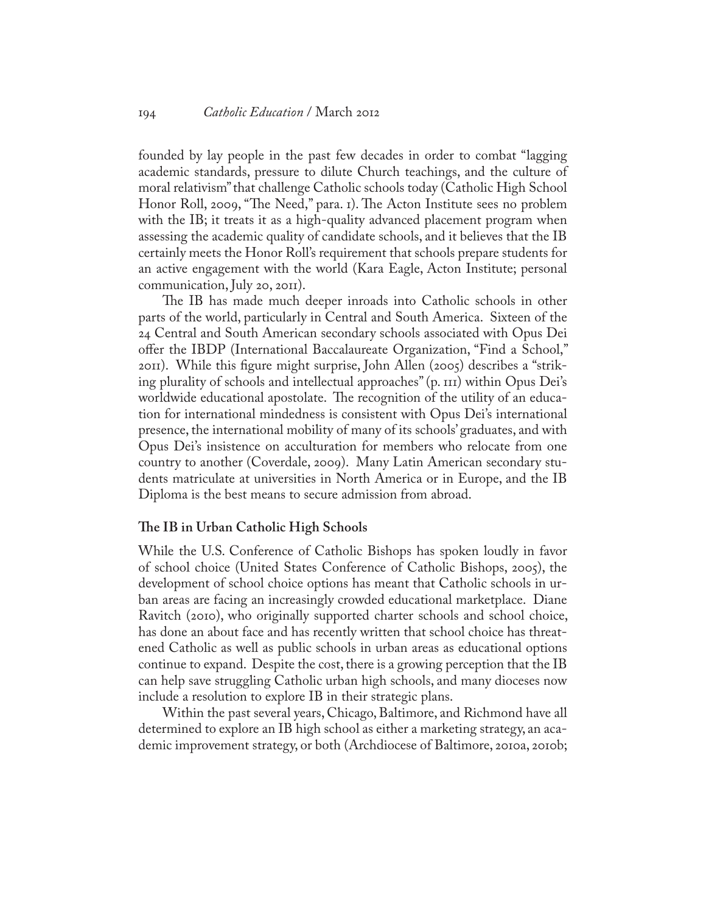founded by lay people in the past few decades in order to combat "lagging academic standards, pressure to dilute Church teachings, and the culture of moral relativism" that challenge Catholic schools today (Catholic High School Honor Roll, 2009, "The Need," para. 1). The Acton Institute sees no problem with the IB; it treats it as a high-quality advanced placement program when assessing the academic quality of candidate schools, and it believes that the IB certainly meets the Honor Roll's requirement that schools prepare students for an active engagement with the world (Kara Eagle, Acton Institute; personal communication, July 20, 2011).

The IB has made much deeper inroads into Catholic schools in other parts of the world, particularly in Central and South America. Sixteen of the 24 Central and South American secondary schools associated with Opus Dei offer the IBDP (International Baccalaureate Organization, "Find a School," 2011). While this figure might surprise, John Allen (2005) describes a "striking plurality of schools and intellectual approaches" (p. 111) within Opus Dei's worldwide educational apostolate. The recognition of the utility of an education for international mindedness is consistent with Opus Dei's international presence, the international mobility of many of its schools' graduates, and with Opus Dei's insistence on acculturation for members who relocate from one country to another (Coverdale, 2009). Many Latin American secondary students matriculate at universities in North America or in Europe, and the IB Diploma is the best means to secure admission from abroad.

### The IB in Urban Catholic High Schools

While the U.S. Conference of Catholic Bishops has spoken loudly in favor of school choice (United States Conference of Catholic Bishops, 2005), the development of school choice options has meant that Catholic schools in urban areas are facing an increasingly crowded educational marketplace. Diane Ravitch (2010), who originally supported charter schools and school choice, has done an about face and has recently written that school choice has threatened Catholic as well as public schools in urban areas as educational options continue to expand. Despite the cost, there is a growing perception that the IB can help save struggling Catholic urban high schools, and many dioceses now include a resolution to explore IB in their strategic plans.

Within the past several years, Chicago, Baltimore, and Richmond have all determined to explore an IB high school as either a marketing strategy, an academic improvement strategy, or both (Archdiocese of Baltimore, 2010a, 2010b;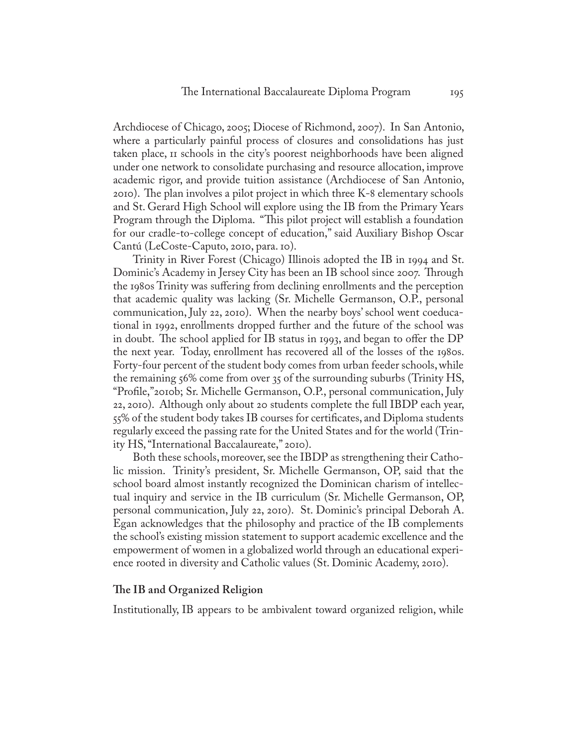Archdiocese of Chicago, 2005; Diocese of Richmond, 2007). In San Antonio, where a particularly painful process of closures and consolidations has just taken place, 11 schools in the city's poorest neighborhoods have been aligned under one network to consolidate purchasing and resource allocation, improve academic rigor, and provide tuition assistance (Archdiocese of San Antonio, 2010). The plan involves a pilot project in which three K-8 elementary schools and St. Gerard High School will explore using the IB from the Primary Years Program through the Diploma. "This pilot project will establish a foundation for our cradle-to-college concept of education," said Auxiliary Bishop Oscar Cantú (LeCoste-Caputo, 2010, para. 10).

Trinity in River Forest (Chicago) Illinois adopted the IB in 1994 and St. Dominic's Academy in Jersey City has been an IB school since 2007. Through the 1980s Trinity was suffering from declining enrollments and the perception that academic quality was lacking (Sr. Michelle Germanson, O.P., personal communication, July 22, 2010). When the nearby boys' school went coeducational in 1992, enrollments dropped further and the future of the school was in doubt. The school applied for IB status in 1993, and began to offer the DP the next year. Today, enrollment has recovered all of the losses of the 1980s. Forty-four percent of the student body comes from urban feeder schools, while the remaining 56% come from over 35 of the surrounding suburbs (Trinity HS, "Profile,"2010b; Sr. Michelle Germanson, O.P., personal communication, July 22, 2010). Although only about 20 students complete the full IBDP each year, 55% of the student body takes IB courses for certificates, and Diploma students regularly exceed the passing rate for the United States and for the world (Trinity HS, "International Baccalaureate," 2010).

Both these schools, moreover, see the IBDP as strengthening their Catholic mission. Trinity's president, Sr. Michelle Germanson, OP, said that the school board almost instantly recognized the Dominican charism of intellectual inquiry and service in the IB curriculum (Sr. Michelle Germanson, OP, personal communication, July 22, 2010). St. Dominic's principal Deborah A. Egan acknowledges that the philosophy and practice of the IB complements the school's existing mission statement to support academic excellence and the empowerment of women in a globalized world through an educational experience rooted in diversity and Catholic values (St. Dominic Academy, 2010).

## The IB and Organized Religion

Institutionally, IB appears to be ambivalent toward organized religion, while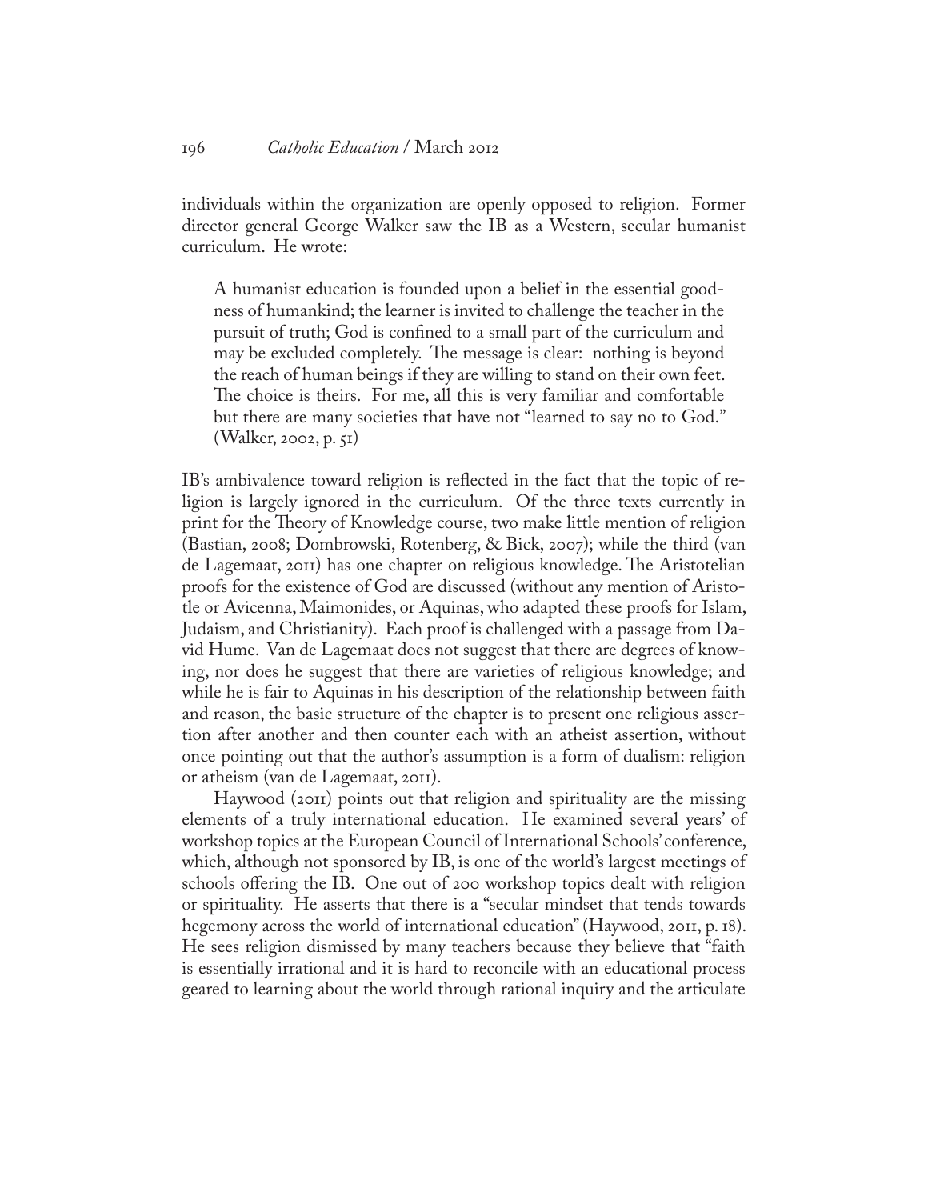individuals within the organization are openly opposed to religion. Former director general George Walker saw the IB as a Western, secular humanist curriculum. He wrote:

> A humanist education is founded upon a belief in the essential goodness of humankind; the learner is invited to challenge the teacher in the pursuit of truth; God is confined to a small part of the curriculum and may be excluded completely. The message is clear: nothing is beyond the reach of human beings if they are willing to stand on their own feet. The choice is theirs. For me, all this is very familiar and comfortable but there are many societies that have not "learned to say no to God." (Walker, 2002, p. 51)

IB's ambivalence toward religion is reflected in the fact that the topic of religion is largely ignored in the curriculum. Of the three texts currently in print for the Theory of Knowledge course, two make little mention of religion (Bastian, 2008; Dombrowski, Rotenberg, & Bick, 2007); while the third (van de Lagemaat, 2011) has one chapter on religious knowledge. The Aristotelian proofs for the existence of God are discussed (without any mention of Aristotle or Avicenna, Maimonides, or Aquinas, who adapted these proofs for Islam, Judaism, and Christianity). Each proof is challenged with a passage from David Hume. Van de Lagemaat does not suggest that there are degrees of knowing, nor does he suggest that there are varieties of religious knowledge; and while he is fair to Aquinas in his description of the relationship between faith and reason, the basic structure of the chapter is to present one religious assertion after another and then counter each with an atheist assertion, without once pointing out that the author's assumption is a form of dualism: religion or atheism (van de Lagemaat, 2011).

Haywood (2011) points out that religion and spirituality are the missing elements of a truly international education. He examined several years' of workshop topics at the European Council of International Schools' conference, which, although not sponsored by IB, is one of the world's largest meetings of schools offering the IB. One out of 200 workshop topics dealt with religion or spirituality. He asserts that there is a "secular mindset that tends towards hegemony across the world of international education" (Haywood, 2011, p. 18). He sees religion dismissed by many teachers because they believe that "faith is essentially irrational and it is hard to reconcile with an educational process geared to learning about the world through rational inquiry and the articulate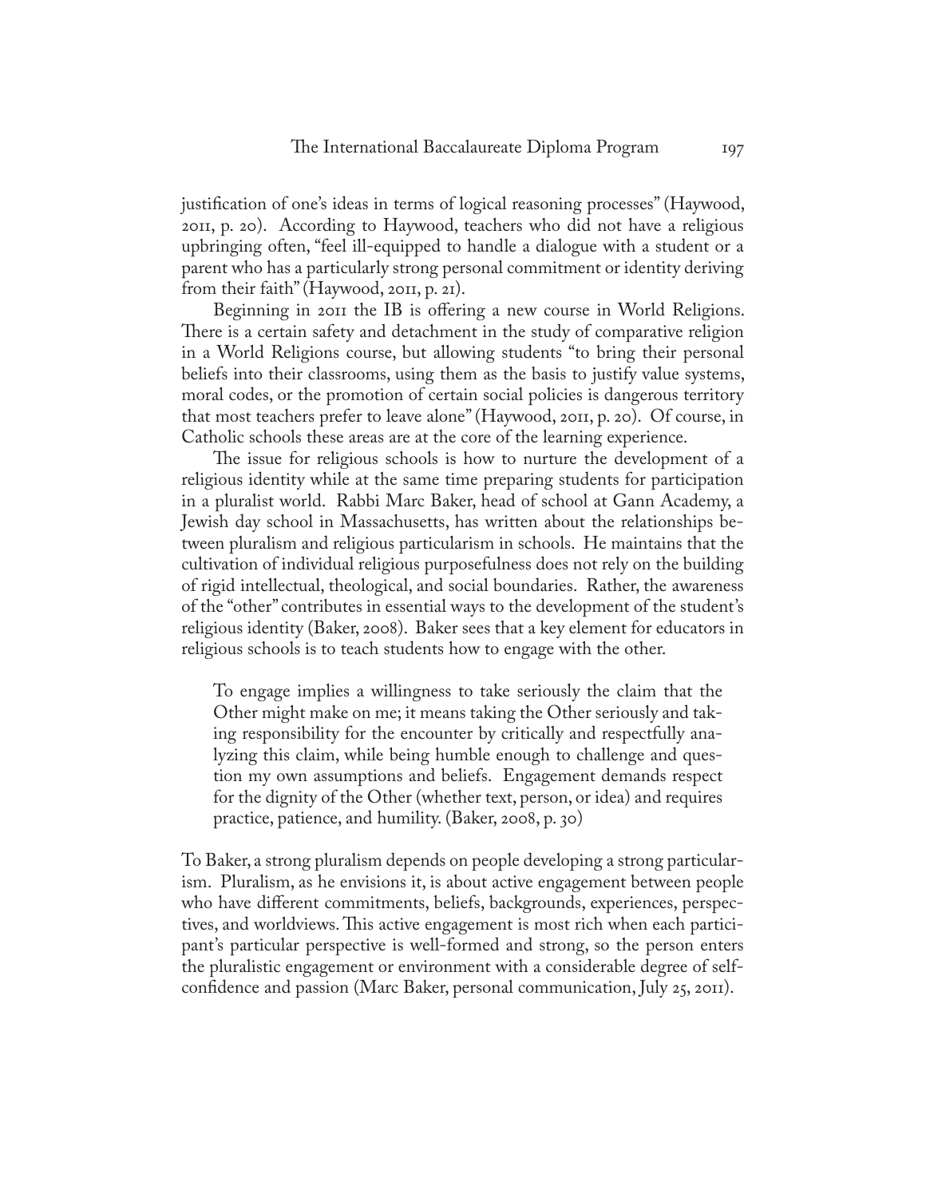justification of one's ideas in terms of logical reasoning processes" (Haywood, 2011, p. 20). According to Haywood, teachers who did not have a religious upbringing often, "feel ill-equipped to handle a dialogue with a student or a parent who has a particularly strong personal commitment or identity deriving from their faith" (Haywood, 2011, p. 21).

Beginning in 2011 the IB is offering a new course in World Religions. There is a certain safety and detachment in the study of comparative religion in a World Religions course, but allowing students "to bring their personal beliefs into their classrooms, using them as the basis to justify value systems, moral codes, or the promotion of certain social policies is dangerous territory that most teachers prefer to leave alone" (Haywood, 2011, p. 20). Of course, in Catholic schools these areas are at the core of the learning experience.

The issue for religious schools is how to nurture the development of a religious identity while at the same time preparing students for participation in a pluralist world. Rabbi Marc Baker, head of school at Gann Academy, a Jewish day school in Massachusetts, has written about the relationships between pluralism and religious particularism in schools. He maintains that the cultivation of individual religious purposefulness does not rely on the building of rigid intellectual, theological, and social boundaries. Rather, the awareness of the "other" contributes in essential ways to the development of the student's religious identity (Baker, 2008). Baker sees that a key element for educators in religious schools is to teach students how to engage with the other.

> To engage implies a willingness to take seriously the claim that the Other might make on me; it means taking the Other seriously and taking responsibility for the encounter by critically and respectfully analyzing this claim, while being humble enough to challenge and question my own assumptions and beliefs. Engagement demands respect for the dignity of the Other (whether text, person, or idea) and requires practice, patience, and humility. (Baker, 2008, p. 30)

To Baker, a strong pluralism depends on people developing a strong particularism. Pluralism, as he envisions it, is about active engagement between people who have different commitments, beliefs, backgrounds, experiences, perspectives, and worldviews. This active engagement is most rich when each participant's particular perspective is well-formed and strong, so the person enters the pluralistic engagement or environment with a considerable degree of self-confidence and passion (Marc Baker, personal communication, July 25, 2011).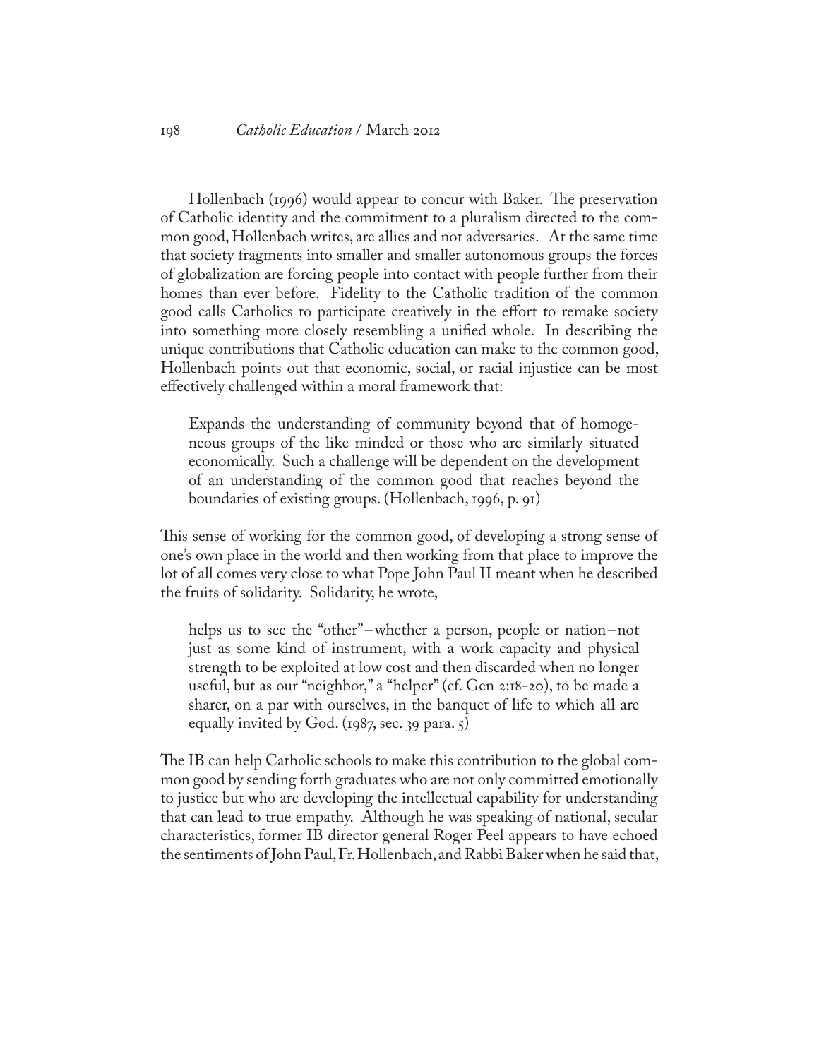Hollenbach (1996) would appear to concur with Baker. The preservation of Catholic identity and the commitment to a pluralism directed to the common good, Hollenbach writes, are allies and not adversaries. At the same time that society fragments into smaller and smaller autonomous groups the forces of globalization are forcing people into contact with people further from their homes than ever before. Fidelity to the Catholic tradition of the common good calls Catholics to participate creatively in the effort to remake society into something more closely resembling a unified whole. In describing the unique contributions that Catholic education can make to the common good, Hollenbach points out that economic, social, or racial injustice can be most effectively challenged within a moral framework that:

> Expands the understanding of community beyond that of homogeneous groups of the like minded or those who are similarly situated economically. Such a challenge will be dependent on the development of an understanding of the common good that reaches beyond the boundaries of existing groups. (Hollenbach, 1996, p. 91)

This sense of working for the common good, of developing a strong sense of one's own place in the world and then working from that place to improve the lot of all comes very close to what Pope John Paul II meant when he described the fruits of solidarity. Solidarity, he wrote,

> helps us to see the "other"–whether a person, people or nation–not just as some kind of instrument, with a work capacity and physical strength to be exploited at low cost and then discarded when no longer useful, but as our "neighbor," a "helper" (cf. Gen 2:18-20), to be made a sharer, on a par with ourselves, in the banquet of life to which all are equally invited by God. (1987, sec. 39 para. 5)

The IB can help Catholic schools to make this contribution to the global common good by sending forth graduates who are not only committed emotionally to justice but who are developing the intellectual capability for understanding that can lead to true empathy. Although he was speaking of national, secular characteristics, former IB director general Roger Peel appears to have echoed the sentiments of John Paul, Fr. Hollenbach, and Rabbi Baker when he said that,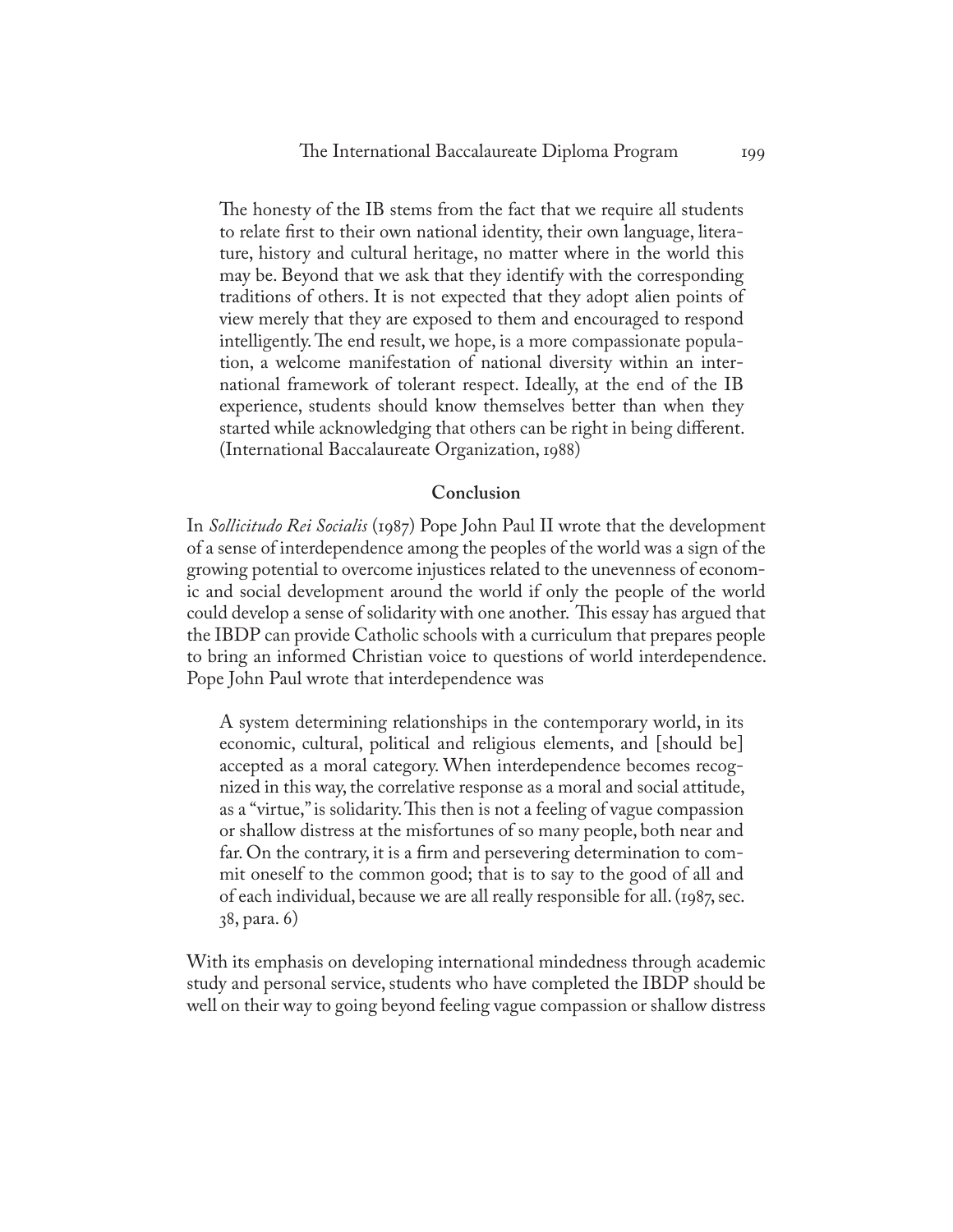> The honesty of the IB stems from the fact that we require all students to relate first to their own national identity, their own language, literature, history and cultural heritage, no matter where in the world this may be. Beyond that we ask that they identify with the corresponding traditions of others. It is not expected that they adopt alien points of view merely that they are exposed to them and encouraged to respond intelligently. The end result, we hope, is a more compassionate population, a welcome manifestation of national diversity within an international framework of tolerant respect. Ideally, at the end of the IB experience, students should know themselves better than when they started while acknowledging that others can be right in being different. (International Baccalaureate Organization, 1988)

## Conclusion

In *Sollicitudo Rei Socialis* (1987) Pope John Paul II wrote that the development of a sense of interdependence among the peoples of the world was a sign of the growing potential to overcome injustices related to the unevenness of economic and social development around the world if only the people of the world could develop a sense of solidarity with one another. This essay has argued that the IBDP can provide Catholic schools with a curriculum that prepares people to bring an informed Christian voice to questions of world interdependence. Pope John Paul wrote that interdependence was

> A system determining relationships in the contemporary world, in its economic, cultural, political and religious elements, and [should be] accepted as a moral category. When interdependence becomes recognized in this way, the correlative response as a moral and social attitude, as a "virtue," is solidarity. This then is not a feeling of vague compassion or shallow distress at the misfortunes of so many people, both near and far. On the contrary, it is a firm and persevering determination to commit oneself to the common good; that is to say to the good of all and of each individual, because we are all really responsible for all. (1987, sec. 38, para. 6)

With its emphasis on developing international mindedness through academic study and personal service, students who have completed the IBDP should be well on their way to going beyond feeling vague compassion or shallow distress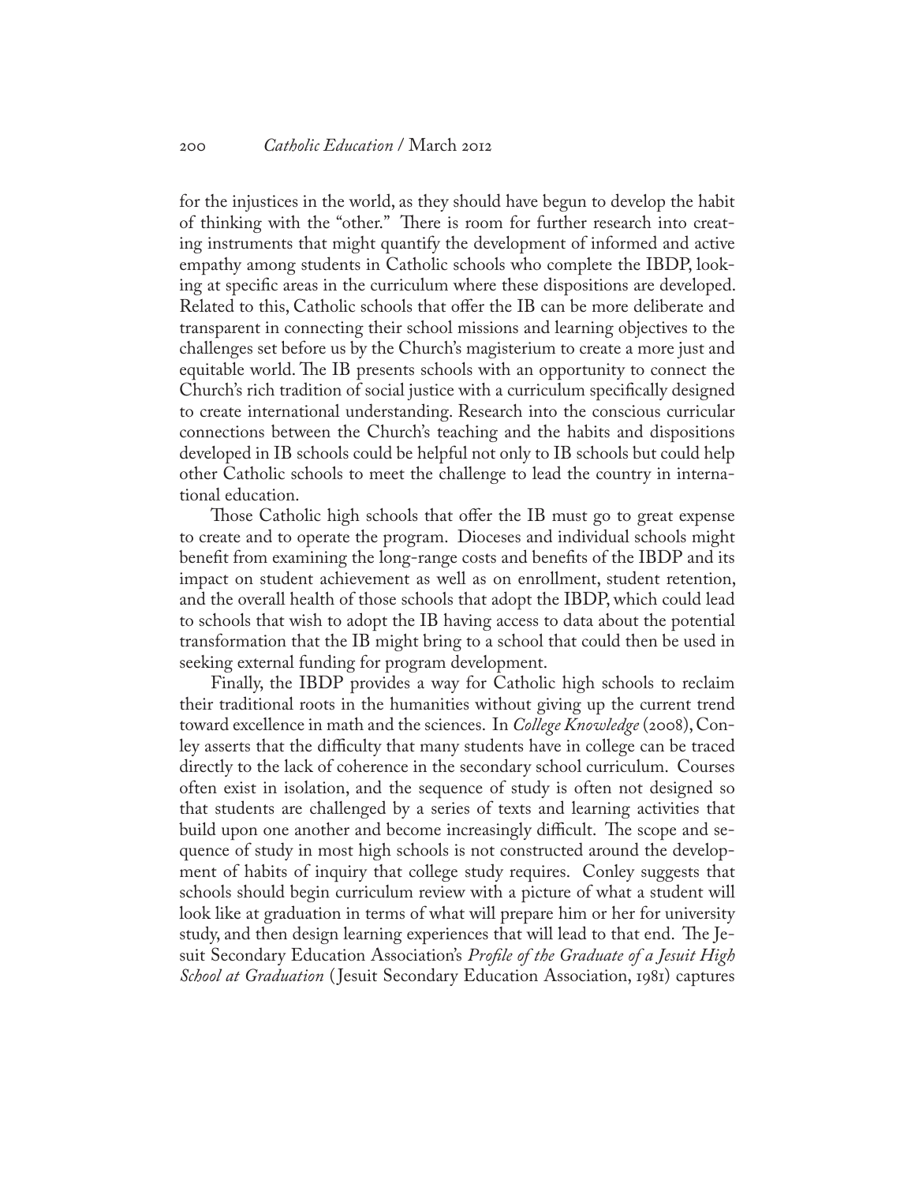for the injustices in the world, as they should have begun to develop the habit of thinking with the "other." There is room for further research into creating instruments that might quantify the development of informed and active empathy among students in Catholic schools who complete the IBDP, looking at specific areas in the curriculum where these dispositions are developed. Related to this, Catholic schools that offer the IB can be more deliberate and transparent in connecting their school missions and learning objectives to the challenges set before us by the Church's magisterium to create a more just and equitable world. The IB presents schools with an opportunity to connect the Church's rich tradition of social justice with a curriculum specifically designed to create international understanding. Research into the conscious curricular connections between the Church's teaching and the habits and dispositions developed in IB schools could be helpful not only to IB schools but could help other Catholic schools to meet the challenge to lead the country in international education.

Those Catholic high schools that offer the IB must go to great expense to create and to operate the program. Dioceses and individual schools might benefit from examining the long-range costs and benefits of the IBDP and its impact on student achievement as well as on enrollment, student retention, and the overall health of those schools that adopt the IBDP, which could lead to schools that wish to adopt the IB having access to data about the potential transformation that the IB might bring to a school that could then be used in seeking external funding for program development.

Finally, the IBDP provides a way for Catholic high schools to reclaim their traditional roots in the humanities without giving up the current trend toward excellence in math and the sciences. In *College Knowledge* (2008), Conley asserts that the difficulty that many students have in college can be traced directly to the lack of coherence in the secondary school curriculum. Courses often exist in isolation, and the sequence of study is often not designed so that students are challenged by a series of texts and learning activities that build upon one another and become increasingly difficult. The scope and sequence of study in most high schools is not constructed around the development of habits of inquiry that college study requires. Conley suggests that schools should begin curriculum review with a picture of what a student will look like at graduation in terms of what will prepare him or her for university study, and then design learning experiences that will lead to that end. The Jesuit Secondary Education Association's *Profile of the Graduate of a Jesuit High School at Graduation* (Jesuit Secondary Education Association, 1981) captures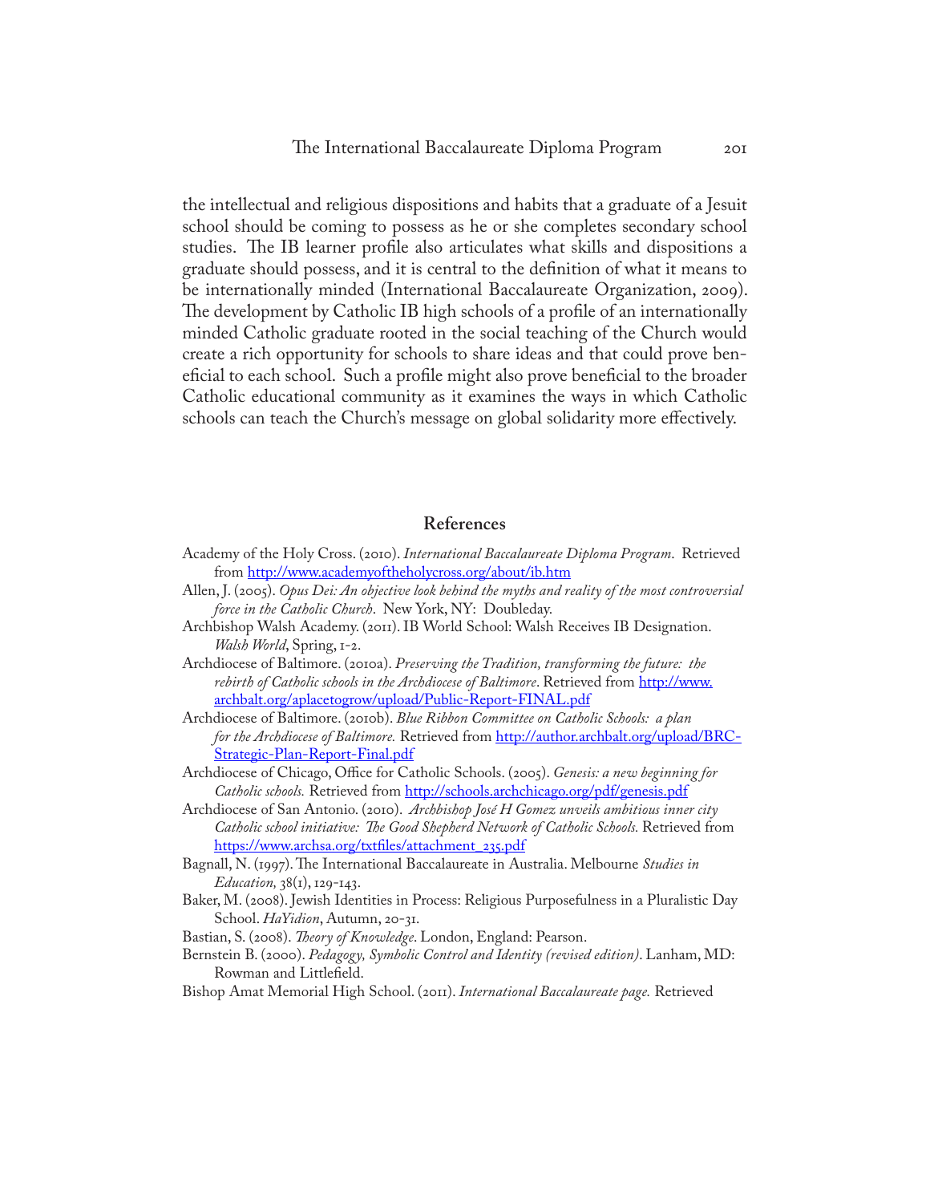the intellectual and religious dispositions and habits that a graduate of a Jesuit school should be coming to possess as he or she completes secondary school studies. The IB learner profile also articulates what skills and dispositions a graduate should possess, and it is central to the definition of what it means to be internationally minded (International Baccalaureate Organization, 2009). The development by Catholic IB high schools of a profile of an internationally minded Catholic graduate rooted in the social teaching of the Church would create a rich opportunity for schools to share ideas and that could prove beneficial to each school. Such a profile might also prove beneficial to the broader Catholic educational community as it examines the ways in which Catholic schools can teach the Church's message on global solidarity more effectively.

## References

Academy of the Holy Cross. (2010). *International Baccalaureate Diploma Program*. Retrieved from http://www.academyoftheholycross.org/about/ib.htm

Allen, J. (2005). *Opus Dei: An objective look behind the myths and reality of the most controversial force in the Catholic Church*. New York, NY: Doubleday.

Archbishop Walsh Academy. (2011). IB World School: Walsh Receives IB Designation. *Walsh World*, Spring, 1-2.

Archdiocese of Baltimore. (2010a). *Preserving the Tradition, transforming the future: the rebirth of Catholic schools in the Archdiocese of Baltimore*. Retrieved from http://www.archbalt.org/aplacetogrow/upload/Public-Report-FINAL.pdf

Archdiocese of Baltimore. (2010b). *Blue Ribbon Committee on Catholic Schools: a plan for the Archdiocese of Baltimore.* Retrieved from http://author.archbalt.org/upload/BRC-Strategic-Plan-Report-Final.pdf

Archdiocese of Chicago, Office for Catholic Schools. (2005). *Genesis: a new beginning for Catholic schools.* Retrieved from http://schools.archchicago.org/pdf/genesis.pdf

Archdiocese of San Antonio. (2010). *Archbishop José H Gomez unveils ambitious inner city Catholic school initiative: The Good Shepherd Network of Catholic Schools.* Retrieved from https://www.archsa.org/txtfiles/attachment_235.pdf

Bagnall, N. (1997). The International Baccalaureate in Australia. Melbourne *Studies in Education,* 38(1), 129-143.

Baker, M. (2008). Jewish Identities in Process: Religious Purposefulness in a Pluralistic Day School. *HaYidion*, Autumn, 20-31.

Bastian, S. (2008). *Theory of Knowledge*. London, England: Pearson.

Bernstein B. (2000). *Pedagogy, Symbolic Control and Identity (revised edition)*. Lanham, MD: Rowman and Littlefield.

Bishop Amat Memorial High School. (2011). *International Baccalaureate page.* Retrieved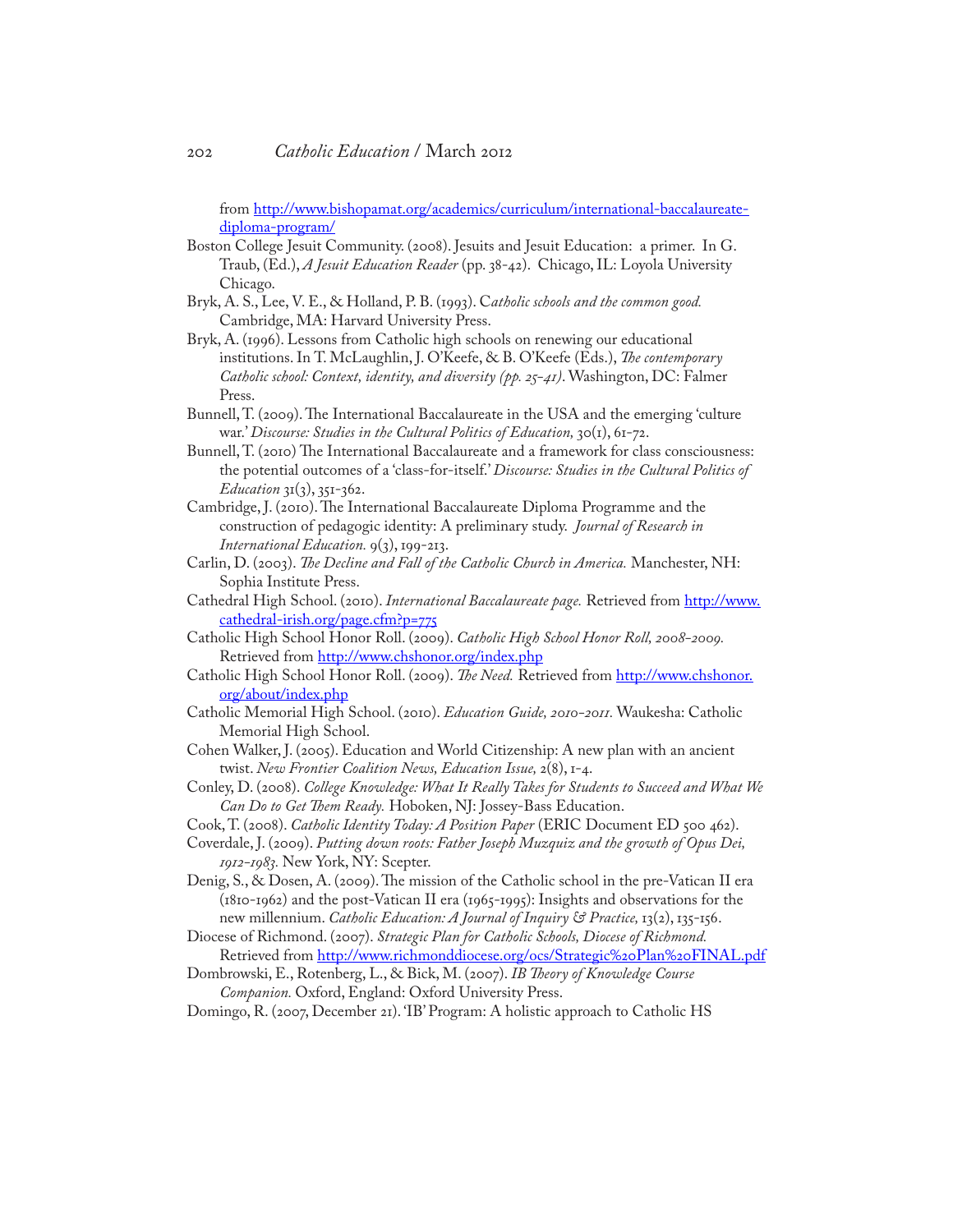from http://www.bishopamat.org/academics/curriculum/international-baccalaureate-diploma-program/

Boston College Jesuit Community. (2008). Jesuits and Jesuit Education: a primer. In G. Traub, (Ed.), *A Jesuit Education Reader* (pp. 38-42). Chicago, IL: Loyola University Chicago.

Bryk, A. S., Lee, V. E., & Holland, P. B. (1993). C*atholic schools and the common good.* Cambridge, MA: Harvard University Press.

Bryk, A. (1996). Lessons from Catholic high schools on renewing our educational institutions. In T. McLaughlin, J. O'Keefe, & B. O'Keefe (Eds.), *The contemporary Catholic school: Context, identity, and diversity (pp. 25-41)*. Washington, DC: Falmer Press.

Bunnell, T. (2009). The International Baccalaureate in the USA and the emerging 'culture war.' *Discourse: Studies in the Cultural Politics of Education,* 30(1), 61-72.

Bunnell, T. (2010) The International Baccalaureate and a framework for class consciousness: the potential outcomes of a 'class-for-itself.' *Discourse: Studies in the Cultural Politics of Education* 31(3), 351-362.

Cambridge, J. (2010). The International Baccalaureate Diploma Programme and the construction of pedagogic identity: A preliminary study. *Journal of Research in International Education.* 9(3), 199-213.

Carlin, D. (2003). *The Decline and Fall of the Catholic Church in America.* Manchester, NH: Sophia Institute Press.

Cathedral High School. (2010). *International Baccalaureate page.* Retrieved from http://www.cathedral-irish.org/page.cfm?p=775

Catholic High School Honor Roll. (2009). *Catholic High School Honor Roll, 2008-2009.* Retrieved from http://www.chshonor.org/index.php

Catholic High School Honor Roll. (2009). *The Need.* Retrieved from http://www.chshonor.org/about/index.php

Catholic Memorial High School. (2010). *Education Guide, 2010-2011.* Waukesha: Catholic Memorial High School.

Cohen Walker, J. (2005). Education and World Citizenship: A new plan with an ancient twist. *New Frontier Coalition News, Education Issue,* 2(8), 1-4.

Conley, D. (2008). *College Knowledge: What It Really Takes for Students to Succeed and What We Can Do to Get Them Ready.* Hoboken, NJ: Jossey-Bass Education.

Cook, T. (2008). *Catholic Identity Today: A Position Paper* (ERIC Document ED 500 462).

Coverdale, J. (2009). *Putting down roots: Father Joseph Muzquiz and the growth of Opus Dei, 1912-1983.* New York, NY: Scepter.

Denig, S., & Dosen, A. (2009). The mission of the Catholic school in the pre-Vatican II era (1810-1962) and the post-Vatican II era (1965-1995): Insights and observations for the new millennium. *Catholic Education: A Journal of Inquiry & Practice,* 13(2), 135-156.

Diocese of Richmond. (2007). *Strategic Plan for Catholic Schools, Diocese of Richmond.* Retrieved from http://www.richmonddiocese.org/ocs/Strategic%20Plan%20FINAL.pdf

Dombrowski, E., Rotenberg, L., & Bick, M. (2007). *IB Theory of Knowledge Course Companion.* Oxford, England: Oxford University Press.

Domingo, R. (2007, December 21). 'IB' Program: A holistic approach to Catholic HS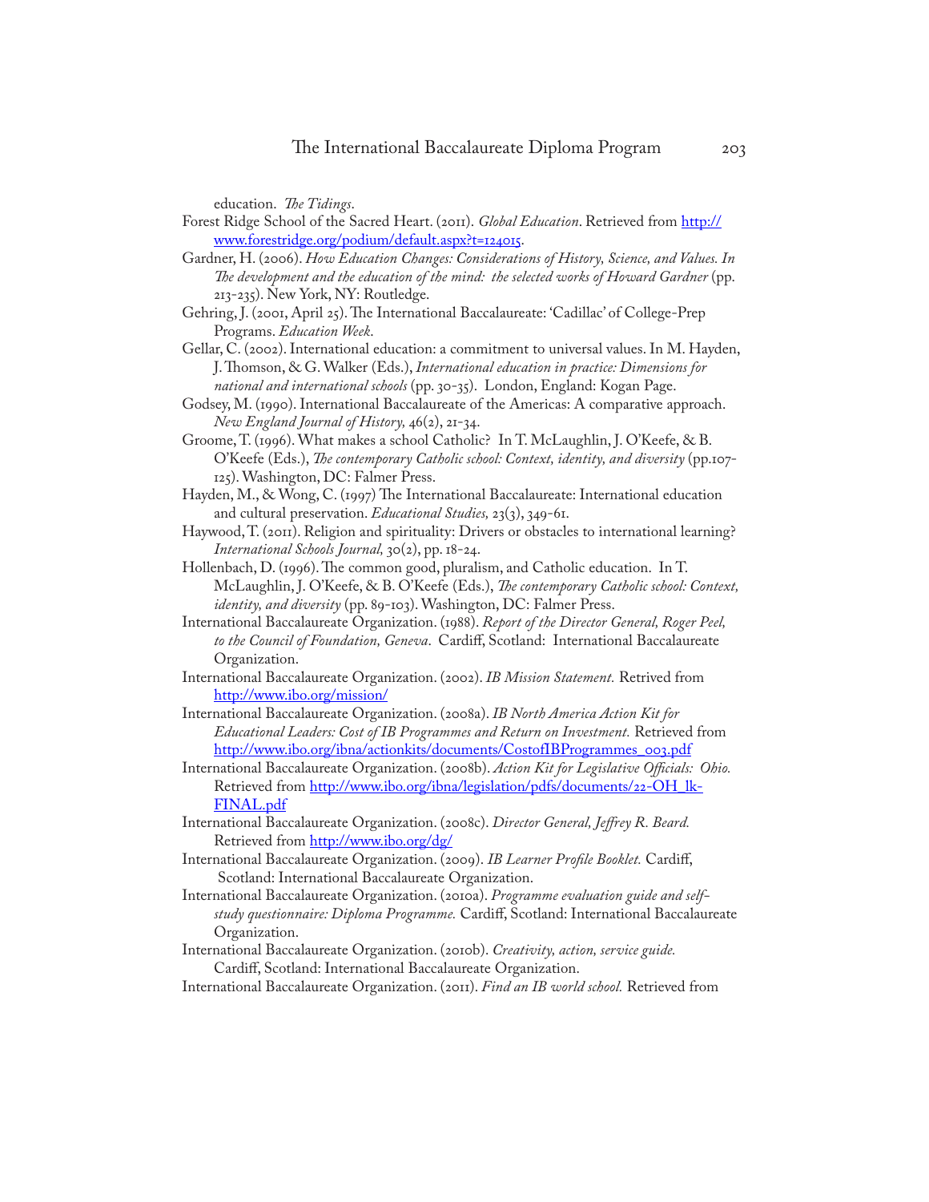education. *The Tidings*.

Forest Ridge School of the Sacred Heart. (2011). *Global Education*. Retrieved from http://www.forestridge.org/podium/default.aspx?t=124015.

Gardner, H. (2006). *How Education Changes: Considerations of History, Science, and Values. In The development and the education of the mind: the selected works of Howard Gardner* (pp. 213-235). New York, NY: Routledge.

Gehring, J. (2001, April 25). The International Baccalaureate: 'Cadillac' of College-Prep Programs. *Education Week*.

Gellar, C. (2002). International education: a commitment to universal values. In M. Hayden, J. Thomson, & G. Walker (Eds.), *International education in practice: Dimensions for national and international schools* (pp. 30-35). London, England: Kogan Page.

Godsey, M. (1990). International Baccalaureate of the Americas: A comparative approach. *New England Journal of History, 46*(2), 21-34.

Groome, T. (1996). What makes a school Catholic? In T. McLaughlin, J. O'Keefe, & B. O'Keefe (Eds.), *The contemporary Catholic school: Context, identity, and diversity* (pp.107-125). Washington, DC: Falmer Press.

Hayden, M., & Wong, C. (1997) The International Baccalaureate: International education and cultural preservation. *Educational Studies, 23*(3), 349-61.

Haywood, T. (2011). Religion and spirituality: Drivers or obstacles to international learning? *International Schools Journal,* 30(2), pp. 18-24.

Hollenbach, D. (1996). The common good, pluralism, and Catholic education. In T. McLaughlin, J. O'Keefe, & B. O'Keefe (Eds.), *The contemporary Catholic school: Context, identity, and diversity* (pp. 89-103). Washington, DC: Falmer Press.

International Baccalaureate Organization. (1988). *Report of the Director General, Roger Peel, to the Council of Foundation, Geneva*. Cardiff, Scotland: International Baccalaureate Organization.

International Baccalaureate Organization. (2002). *IB Mission Statement.* Retrived from http://www.ibo.org/mission/

International Baccalaureate Organization. (2008a). *IB North America Action Kit for Educational Leaders: Cost of IB Programmes and Return on Investment.* Retrieved from http://www.ibo.org/ibna/actionkits/documents/CostofIBProgrammes_003.pdf

International Baccalaureate Organization. (2008b). *Action Kit for Legislative Officials: Ohio.* Retrieved from http://www.ibo.org/ibna/legislation/pdfs/documents/22-OH_lk-FINAL.pdf

International Baccalaureate Organization. (2008c). *Director General, Jeffrey R. Beard.* Retrieved from http://www.ibo.org/dg/

International Baccalaureate Organization. (2009). *IB Learner Profile Booklet.* Cardiff, Scotland: International Baccalaureate Organization.

International Baccalaureate Organization. (2010a). *Programme evaluation guide and self-study questionnaire: Diploma Programme.* Cardiff, Scotland: International Baccalaureate Organization.

International Baccalaureate Organization. (2010b). *Creativity, action, service guide.* Cardiff, Scotland: International Baccalaureate Organization.

International Baccalaureate Organization. (2011). *Find an IB world school.* Retrieved from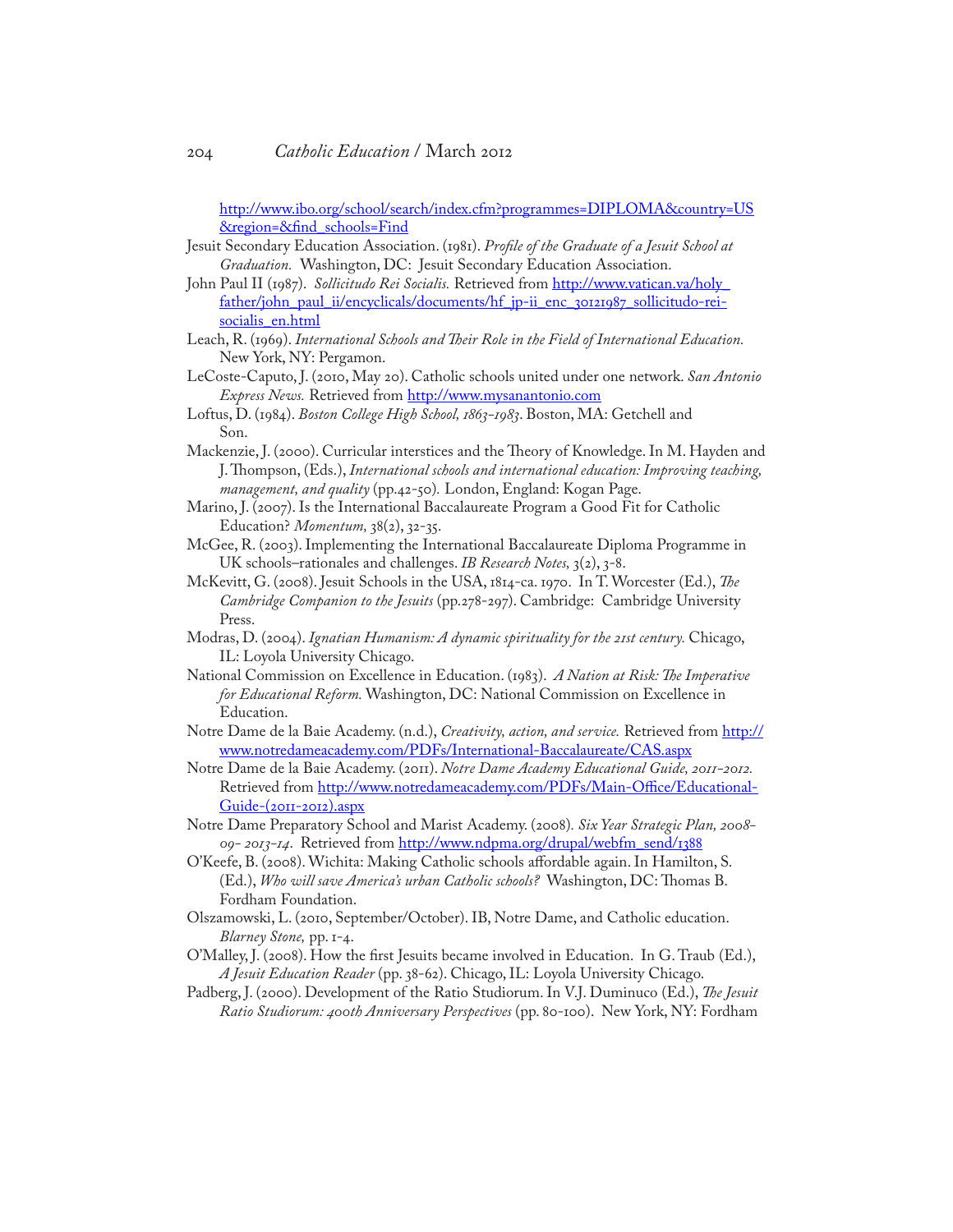http://www.ibo.org/school/search/index.cfm?programmes=DIPLOMA&country=US&region=&find_schools=Find

Jesuit Secondary Education Association. (1981). *Profile of the Graduate of a Jesuit School at Graduation.* Washington, DC: Jesuit Secondary Education Association.

John Paul II (1987). *Sollicitudo Rei Socialis.* Retrieved from http://www.vatican.va/holy_father/john_paul_ii/encyclicals/documents/hf_jp-ii_enc_30121987_sollicitudo-rei-socialis_en.html

Leach, R. (1969). *International Schools and Their Role in the Field of International Education.* New York, NY: Pergamon.

LeCoste-Caputo, J. (2010, May 20). Catholic schools united under one network. *San Antonio Express News.* Retrieved from http://www.mysanantonio.com

Loftus, D. (1984). *Boston College High School, 1863-1983*. Boston, MA: Getchell and Son.

Mackenzie, J. (2000). Curricular interstices and the Theory of Knowledge. In M. Hayden and J. Thompson, (Eds.), *International schools and international education: Improving teaching, management, and quality* (pp.42-50). London, England: Kogan Page.

Marino, J. (2007). Is the International Baccalaureate Program a Good Fit for Catholic Education? *Momentum,* 38(2), 32-35.

McGee, R. (2003). Implementing the International Baccalaureate Diploma Programme in UK schools–rationales and challenges. *IB Research Notes,* 3(2), 3-8.

McKevitt, G. (2008). Jesuit Schools in the USA, 1814-ca. 1970. In T. Worcester (Ed.), *The Cambridge Companion to the Jesuits* (pp.278-297). Cambridge: Cambridge University Press.

Modras, D. (2004). *Ignatian Humanism: A dynamic spirituality for the 21st century.* Chicago, IL: Loyola University Chicago.

National Commission on Excellence in Education. (1983). *A Nation at Risk: The Imperative for Educational Reform.* Washington, DC: National Commission on Excellence in Education.

Notre Dame de la Baie Academy. (n.d.), *Creativity, action, and service.* Retrieved from http://www.notredameacademy.com/PDFs/International-Baccalaureate/CAS.aspx

Notre Dame de la Baie Academy. (2011). *Notre Dame Academy Educational Guide, 2011-2012.* Retrieved from http://www.notredameacademy.com/PDFs/Main-Office/Educational-Guide-(2011-2012).aspx

Notre Dame Preparatory School and Marist Academy. (2008). *Six Year Strategic Plan, 2008-09- 2013-14*. Retrieved from http://www.ndpma.org/drupal/webfm_send/1388

O'Keefe, B. (2008). Wichita: Making Catholic schools affordable again. In Hamilton, S. (Ed.), *Who will save America's urban Catholic schools?* Washington, DC: Thomas B. Fordham Foundation.

Olszamowski, L. (2010, September/October). IB, Notre Dame, and Catholic education. *Blarney Stone,* pp. 1-4.

O'Malley, J. (2008). How the first Jesuits became involved in Education. In G. Traub (Ed.), *A Jesuit Education Reader* (pp. 38-62). Chicago, IL: Loyola University Chicago.

Padberg, J. (2000). Development of the Ratio Studiorum. In V.J. Duminuco (Ed.), *The Jesuit Ratio Studiorum: 400th Anniversary Perspectives* (pp. 80-100). New York, NY: Fordham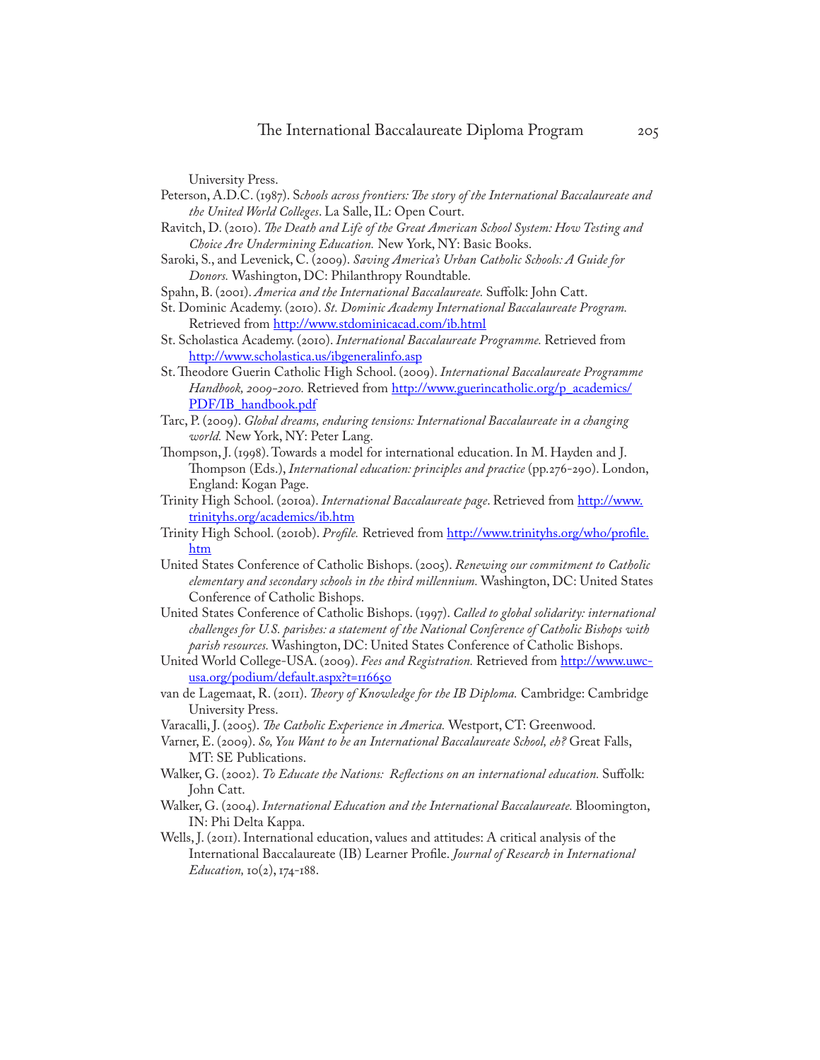University Press.

Peterson, A.D.C. (1987). S*chools across frontiers: The story of the International Baccalaureate and the United World Colleges*. La Salle, IL: Open Court.

Ravitch, D. (2010). *The Death and Life of the Great American School System: How Testing and Choice Are Undermining Education.* New York, NY: Basic Books.

Saroki, S., and Levenick, C. (2009). *Saving America's Urban Catholic Schools: A Guide for Donors.* Washington, DC: Philanthropy Roundtable.

Spahn, B. (2001). *America and the International Baccalaureate.* Suffolk: John Catt.

St. Dominic Academy. (2010). *St. Dominic Academy International Baccalaureate Program.* Retrieved from http://www.stdominicacad.com/ib.html

St. Scholastica Academy. (2010). *International Baccalaureate Programme.* Retrieved from http://www.scholastica.us/ibgeneralinfo.asp

St. Theodore Guerin Catholic High School. (2009). *International Baccalaureate Programme Handbook, 2009-2010.* Retrieved from http://www.guerincatholic.org/p_academics/PDF/IB_handbook.pdf

Tarc, P. (2009). *Global dreams, enduring tensions: International Baccalaureate in a changing world.* New York, NY: Peter Lang.

Thompson, J. (1998). Towards a model for international education. In M. Hayden and J. Thompson (Eds.), *International education: principles and practice* (pp.276-290). London, England: Kogan Page.

Trinity High School. (2010a). *International Baccalaureate page*. Retrieved from http://www.trinityhs.org/academics/ib.htm

Trinity High School. (2010b). *Profile.* Retrieved from http://www.trinityhs.org/who/profile.htm

United States Conference of Catholic Bishops. (2005). *Renewing our commitment to Catholic elementary and secondary schools in the third millennium.* Washington, DC: United States Conference of Catholic Bishops.

United States Conference of Catholic Bishops. (1997). *Called to global solidarity: international challenges for U.S. parishes: a statement of the National Conference of Catholic Bishops with parish resources.* Washington, DC: United States Conference of Catholic Bishops.

United World College-USA. (2009). *Fees and Registration.* Retrieved from http://www.uwc-usa.org/podium/default.aspx?t=116650

van de Lagemaat, R. (2011). *Theory of Knowledge for the IB Diploma.* Cambridge: Cambridge University Press.

Varacalli, J. (2005). *The Catholic Experience in America.* Westport, CT: Greenwood.

Varner, E. (2009). *So, You Want to be an International Baccalaureate School, eh?* Great Falls, MT: SE Publications.

Walker, G. (2002). *To Educate the Nations: Reflections on an international education.* Suffolk: John Catt.

Walker, G. (2004). *International Education and the International Baccalaureate.* Bloomington, IN: Phi Delta Kappa.

Wells, J. (2011). International education, values and attitudes: A critical analysis of the International Baccalaureate (IB) Learner Profile. *Journal of Research in International Education,* 10(2), 174-188.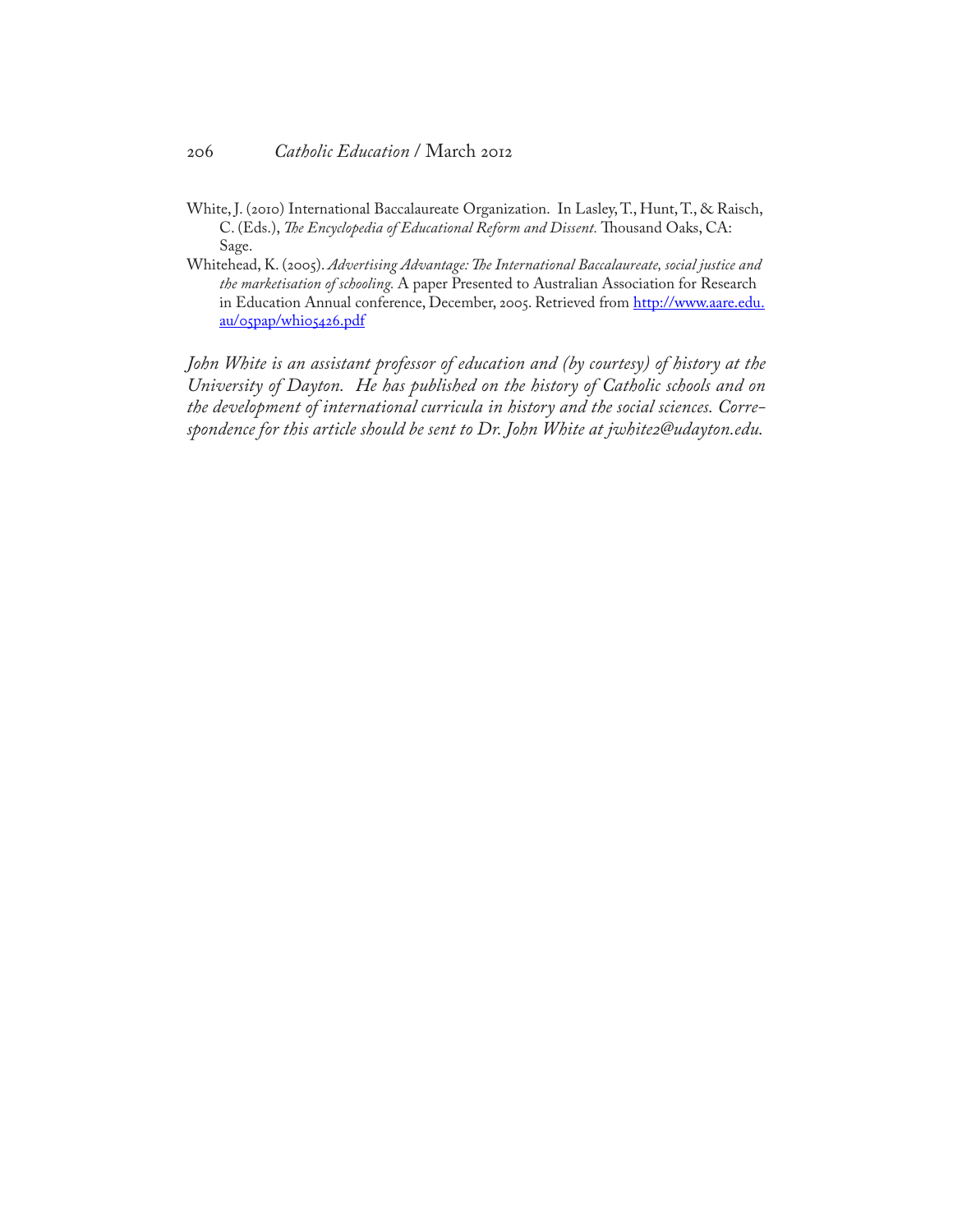White, J. (2010) International Baccalaureate Organization. In Lasley, T., Hunt, T., & Raisch, C. (Eds.), *The Encyclopedia of Educational Reform and Dissent.* Thousand Oaks, CA: Sage.

Whitehead, K. (2005). *Advertising Advantage: The International Baccalaureate, social justice and the marketisation of schooling.* A paper Presented to Australian Association for Research in Education Annual conference, December, 2005. Retrieved from http://www.aare.edu.au/05pap/whi05426.pdf

*John White is an assistant professor of education and (by courtesy) of history at the University of Dayton. He has published on the history of Catholic schools and on the development of international curricula in history and the social sciences. Correspondence for this article should be sent to Dr. John White at jwhite2@udayton.edu.*